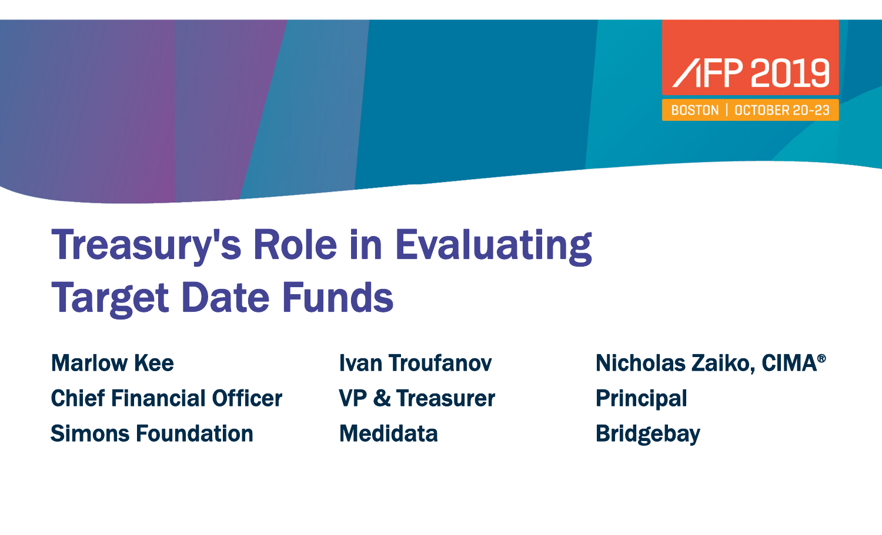AFP 2019

BOSTON | OCTOBER 20-23

# Treasury's Role in Evaluating Target Date Funds

**Marlow Kee**
**Chief Financial Officer**
**Simons Foundation**

**Ivan Troufanov**
**VP & Treasurer**
**Medidata**

**Nicholas Zaiko, CIMA®**
**Principal**
**Bridgebay**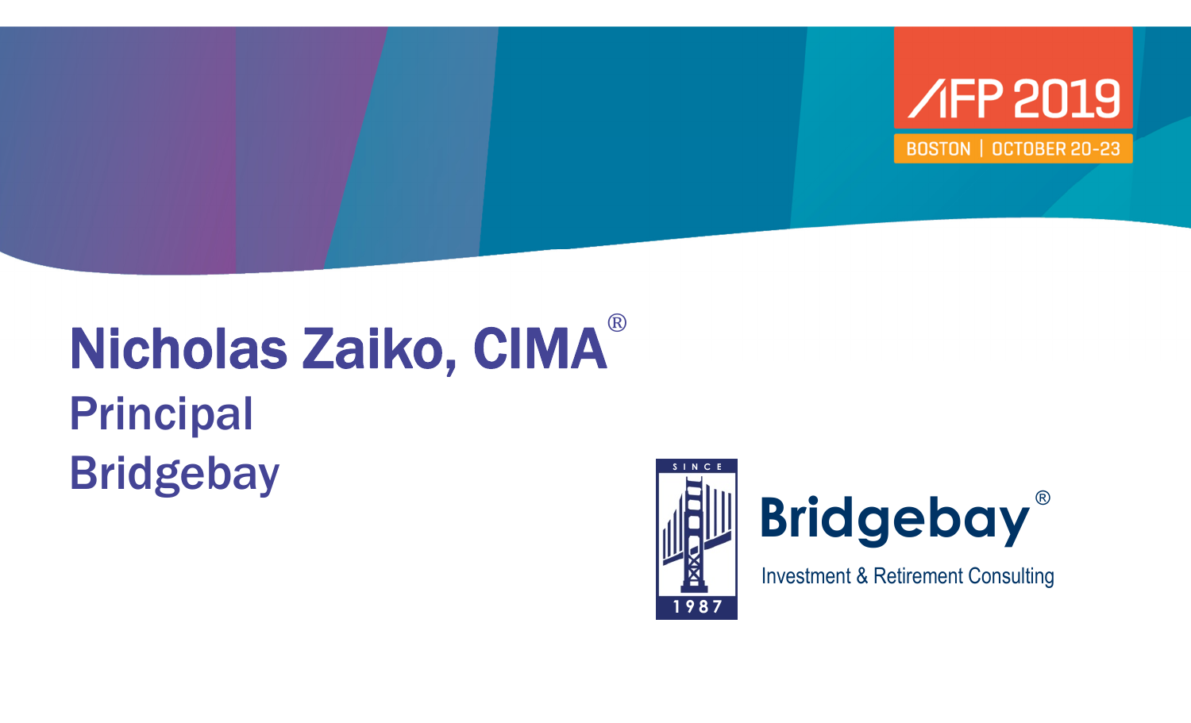AFP 2019

BOSTON | OCTOBER 20-23

# Nicholas Zaiko, CIMA®

## Principal

## Bridgebay

SINCE 1987

Bridgebay®

Investment & Retirement Consulting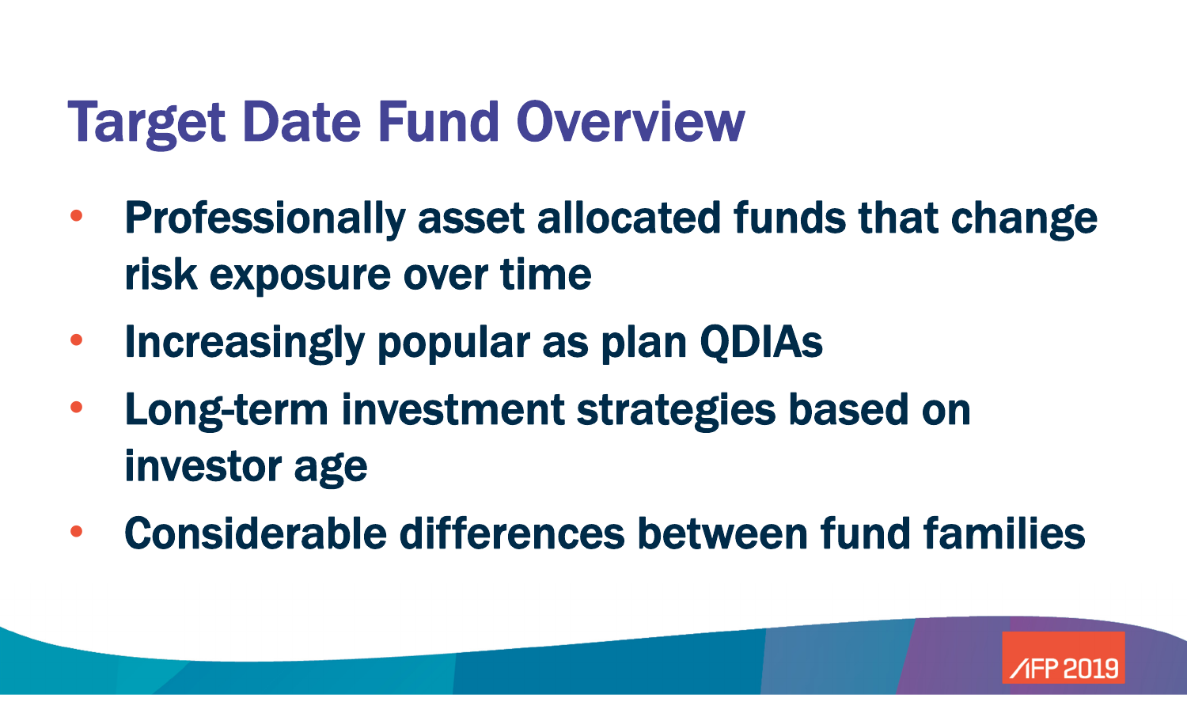# Target Date Fund Overview

- Professionally asset allocated funds that change risk exposure over time
- Increasingly popular as plan QDIAs
- Long-term investment strategies based on investor age
- Considerable differences between fund families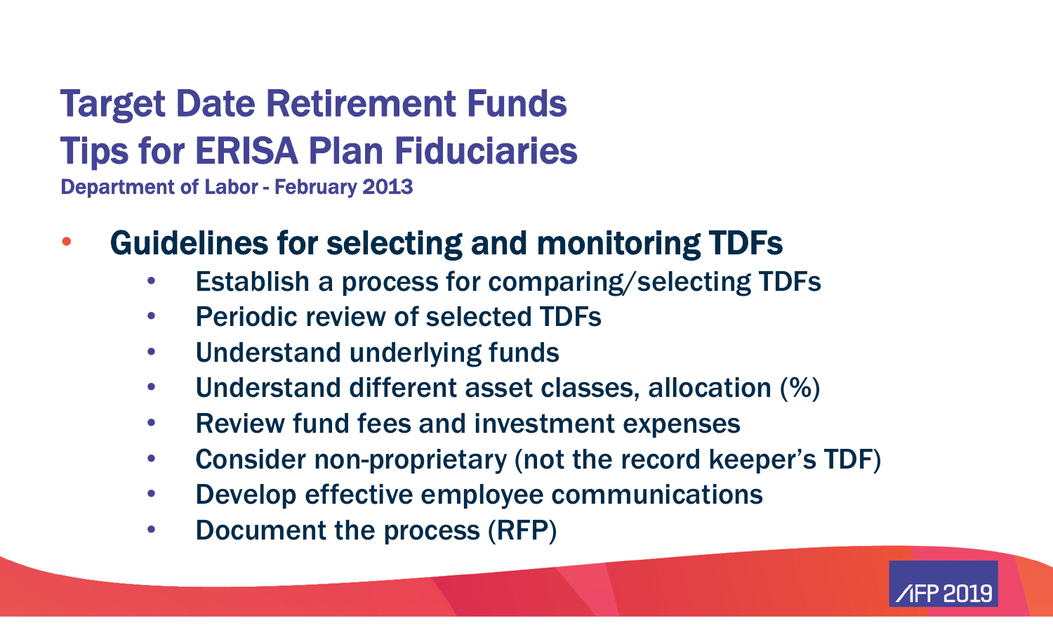# Target Date Retirement Funds
# Tips for ERISA Plan Fiduciaries

**Department of Labor - February 2013**

- **Guidelines for selecting and monitoring TDFs**
  - Establish a process for comparing/selecting TDFs
  - Periodic review of selected TDFs
  - Understand underlying funds
  - Understand different asset classes, allocation (%)
  - Review fund fees and investment expenses
  - Consider non-proprietary (not the record keeper's TDF)
  - Develop effective employee communications
  - Document the process (RFP)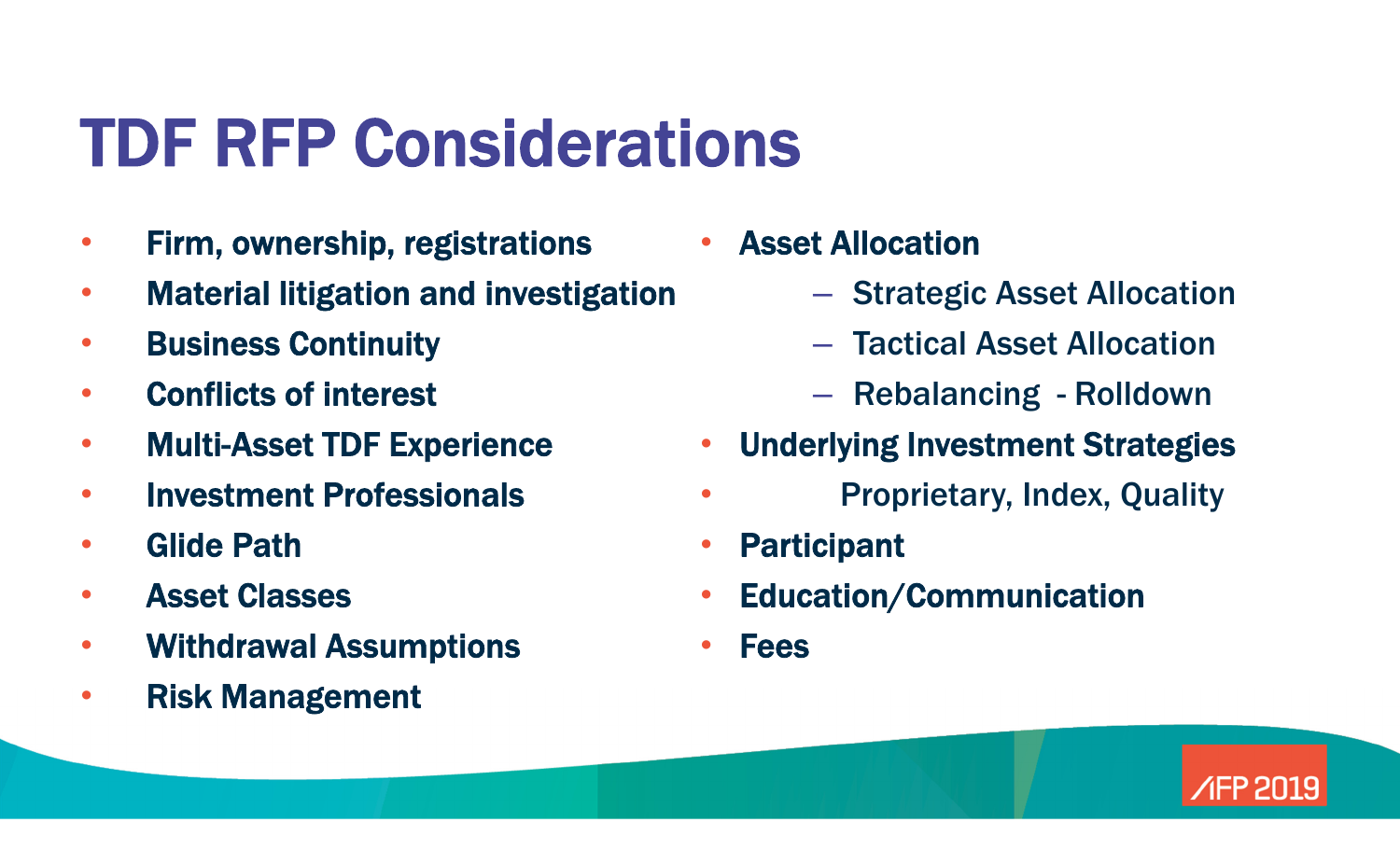# TDF RFP Considerations

- **Firm, ownership, registrations**
- **Material litigation and investigation**
- **Business Continuity**
- **Conflicts of interest**
- **Multi-Asset TDF Experience**
- **Investment Professionals**
- **Glide Path**
- **Asset Classes**
- **Withdrawal Assumptions**
- **Risk Management**
- **Asset Allocation**
  - Strategic Asset Allocation
  - Tactical Asset Allocation
  - Rebalancing - Rolldown
- **Underlying Investment Strategies**
- Proprietary, Index, Quality
- **Participant**
- **Education/Communication**
- **Fees**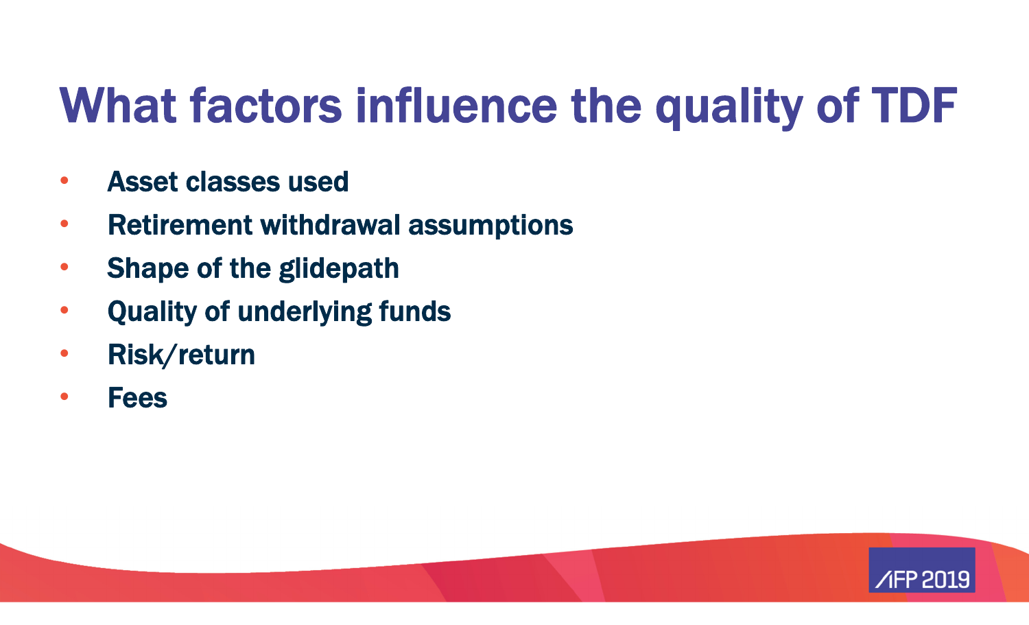# What factors influence the quality of TDF

- **Asset classes used**
- **Retirement withdrawal assumptions**
- **Shape of the glidepath**
- **Quality of underlying funds**
- **Risk/return**
- **Fees**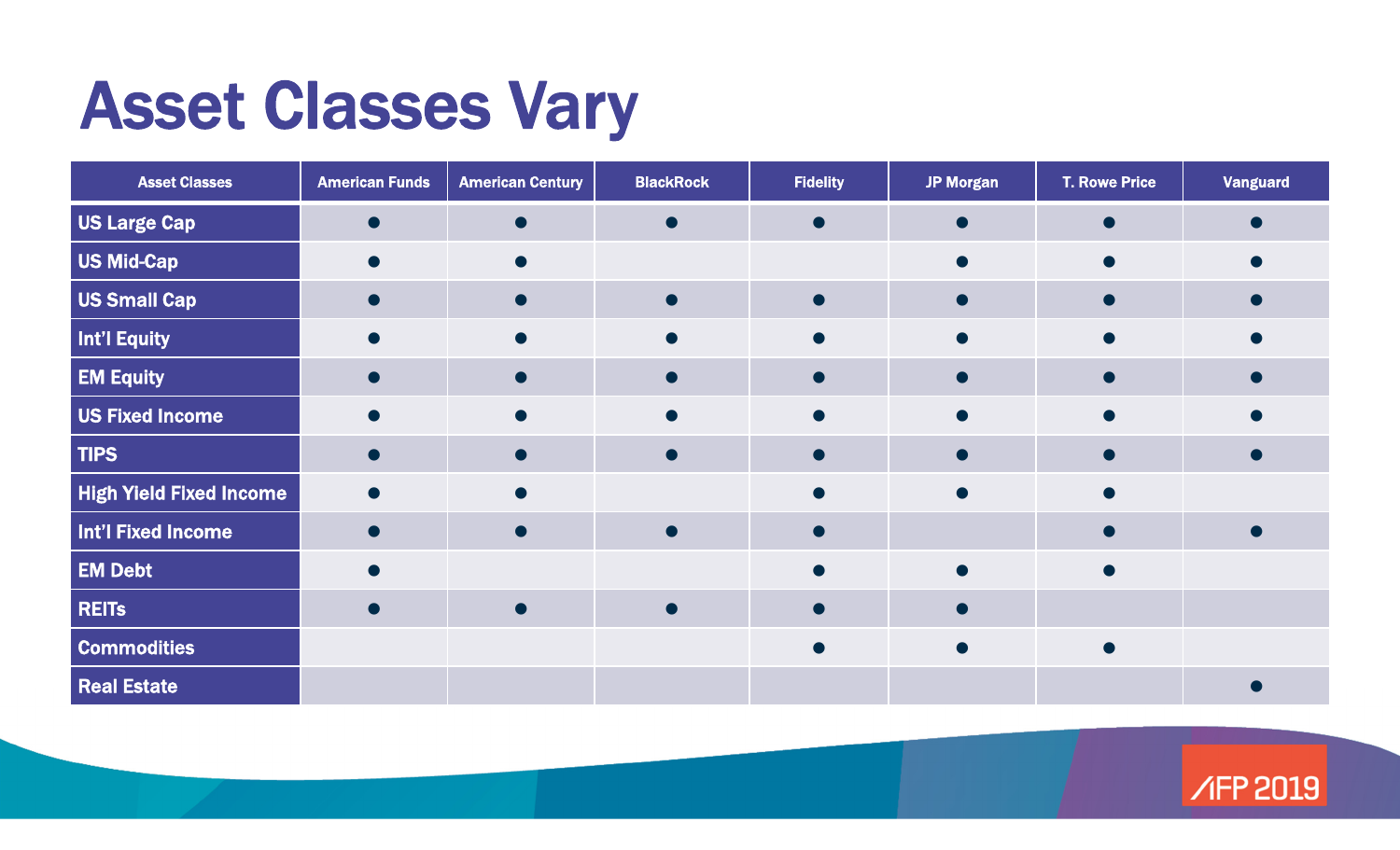# Asset Classes Vary

| Asset Classes | American Funds | American Century | BlackRock | Fidelity | JP Morgan | T. Rowe Price | Vanguard |
|---|---|---|---|---|---|---|---|
| US Large Cap | ● | ● | ● | ● | ● | ● | ● |
| US Mid-Cap | ● | ● | | | ● | ● | ● |
| US Small Cap | ● | ● | ● | ● | ● | ● | ● |
| Int'l Equity | ● | ● | ● | ● | ● | ● | ● |
| EM Equity | ● | ● | ● | ● | ● | ● | ● |
| US Fixed Income | ● | ● | ● | ● | ● | ● | ● |
| TIPS | ● | ● | ● | ● | ● | ● | ● |
| High Yield Fixed Income | ● | ● | | ● | ● | ● | |
| Int'l Fixed Income | ● | ● | ● | ● | | ● | ● |
| EM Debt | ● | | | ● | ● | ● | |
| REITs | ● | ● | ● | ● | ● | | |
| Commodities | | | | ● | ● | ● | |
| Real Estate | | | | | | | ● |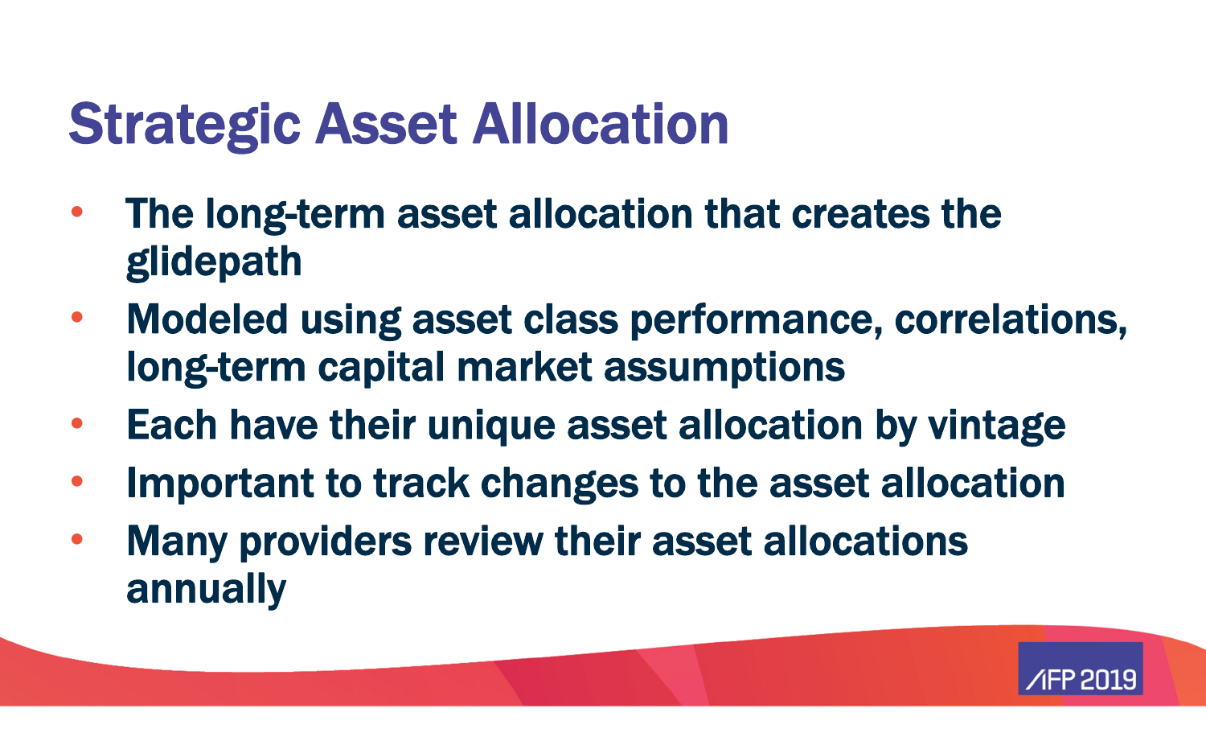# Strategic Asset Allocation

- The long-term asset allocation that creates the glidepath
- Modeled using asset class performance, correlations, long-term capital market assumptions
- Each have their unique asset allocation by vintage
- Important to track changes to the asset allocation
- Many providers review their asset allocations annually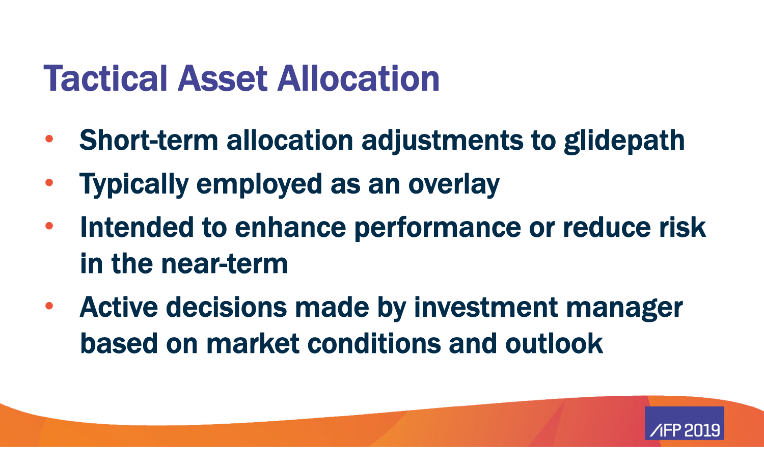# Tactical Asset Allocation

- Short-term allocation adjustments to glidepath
- Typically employed as an overlay
- Intended to enhance performance or reduce risk in the near-term
- Active decisions made by investment manager based on market conditions and outlook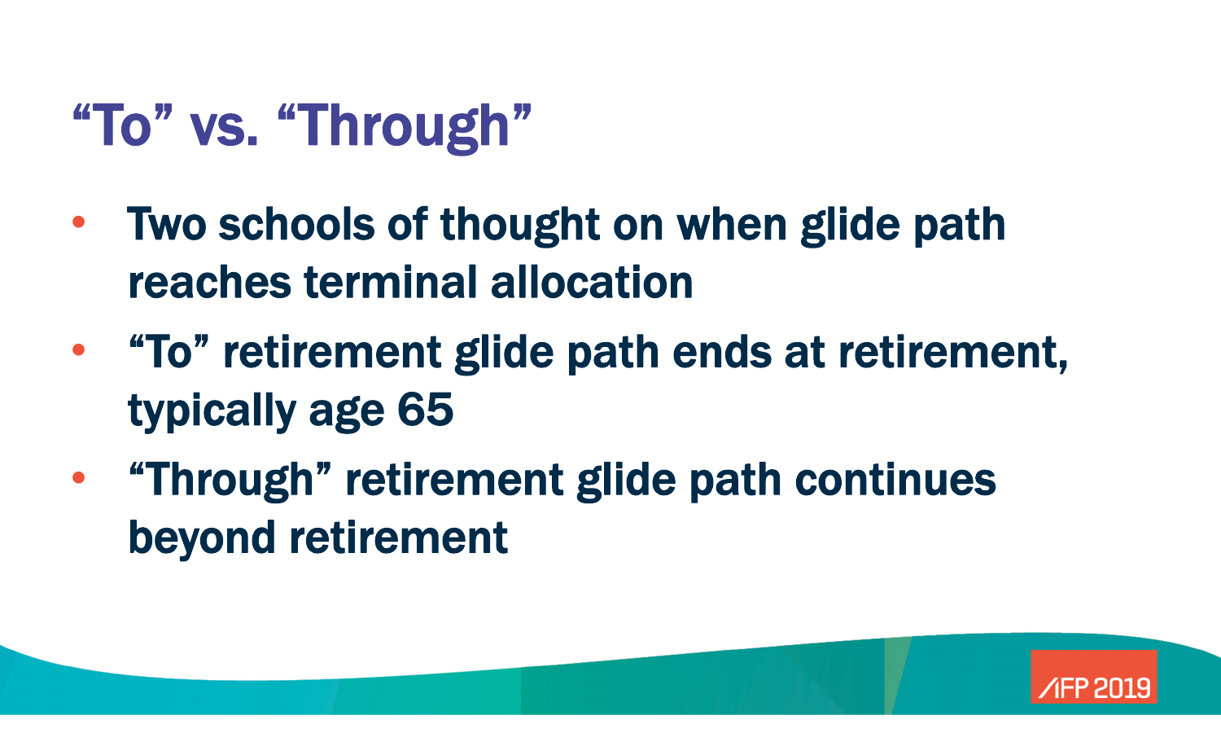# “To” vs. “Through”

- Two schools of thought on when glide path reaches terminal allocation
- “To” retirement glide path ends at retirement, typically age 65
- “Through” retirement glide path continues beyond retirement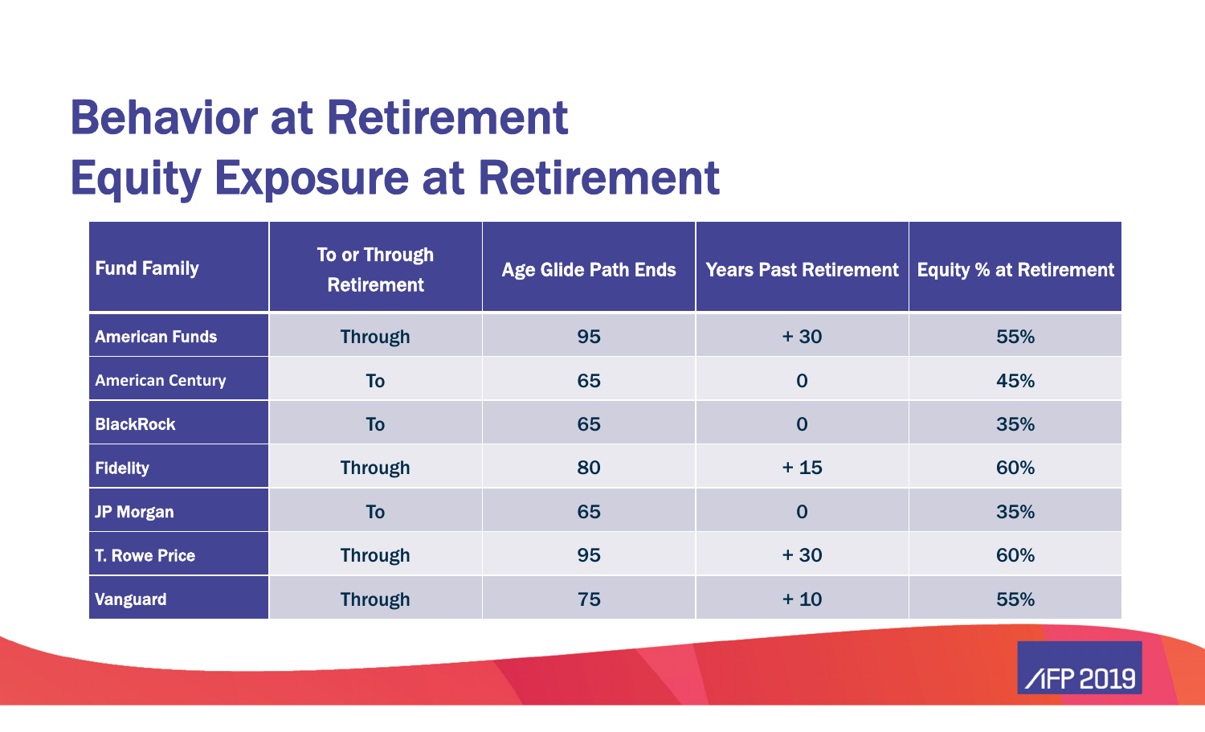# Behavior at Retirement
# Equity Exposure at Retirement

| Fund Family | To or Through Retirement | Age Glide Path Ends | Years Past Retirement | Equity % at Retirement |
|---|---|---|---|---|
| **American Funds** | Through | 95 | + 30 | 55% |
| **American Century** | To | 65 | 0 | 45% |
| **BlackRock** | To | 65 | 0 | 35% |
| **Fidelity** | Through | 80 | + 15 | 60% |
| **JP Morgan** | To | 65 | 0 | 35% |
| **T. Rowe Price** | Through | 95 | + 30 | 60% |
| **Vanguard** | Through | 75 | + 10 | 55% |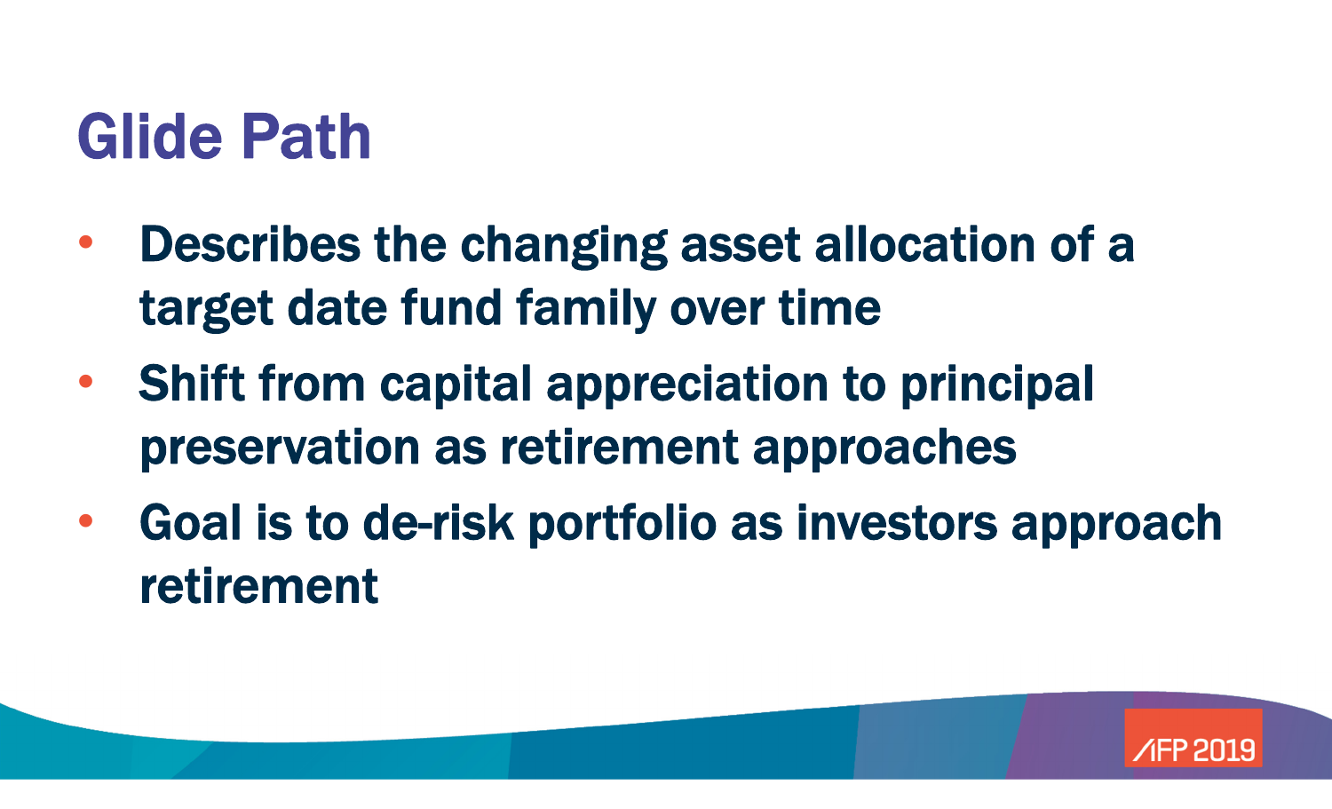# Glide Path

- Describes the changing asset allocation of a target date fund family over time
- Shift from capital appreciation to principal preservation as retirement approaches
- Goal is to de-risk portfolio as investors approach retirement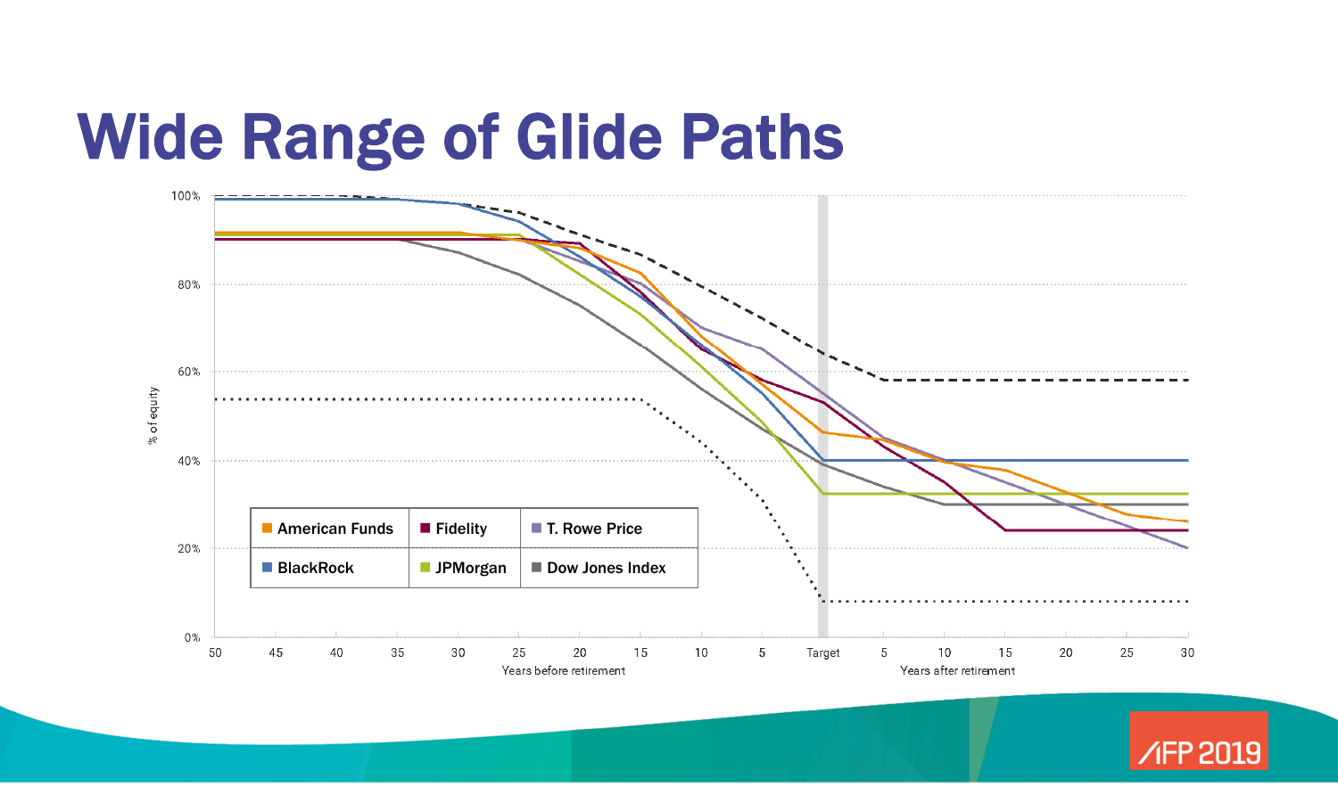# Wide Range of Glide Paths

% of equity

100%

80%

60%

40%

20%

0%

50 45 40 35 30 25 20 15 10 5 Target 5 10 15 20 25 30

Years before retirement

Years after retirement

| American Funds | Fidelity | T. Rowe Price |
|---|---|---|
| BlackRock | JPMorgan | Dow Jones Index |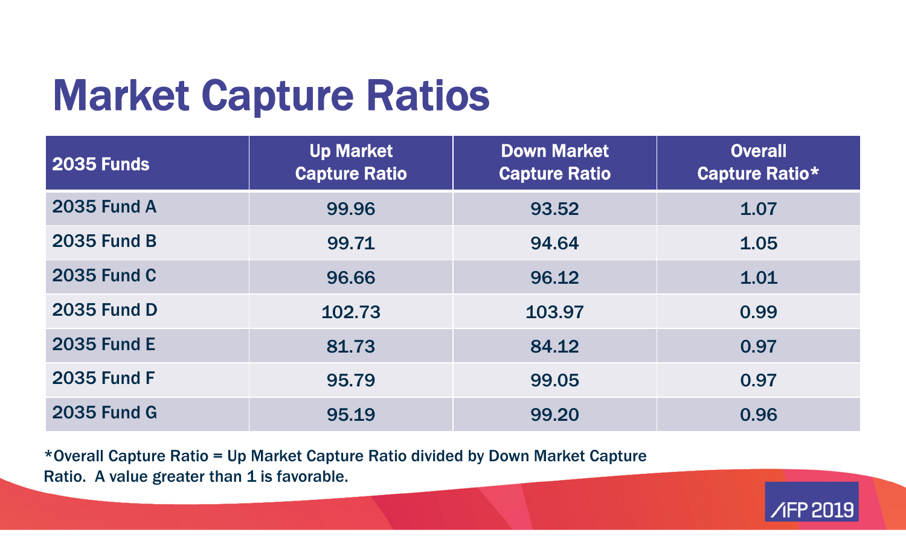# Market Capture Ratios

| 2035 Funds | Up Market Capture Ratio | Down Market Capture Ratio | Overall Capture Ratio* |
|---|---|---|---|
| 2035 Fund A | 99.96 | 93.52 | 1.07 |
| 2035 Fund B | 99.71 | 94.64 | 1.05 |
| 2035 Fund C | 96.66 | 96.12 | 1.01 |
| 2035 Fund D | 102.73 | 103.97 | 0.99 |
| 2035 Fund E | 81.73 | 84.12 | 0.97 |
| 2035 Fund F | 95.79 | 99.05 | 0.97 |
| 2035 Fund G | 95.19 | 99.20 | 0.96 |

*Overall Capture Ratio = Up Market Capture Ratio divided by Down Market Capture Ratio. A value greater than 1 is favorable.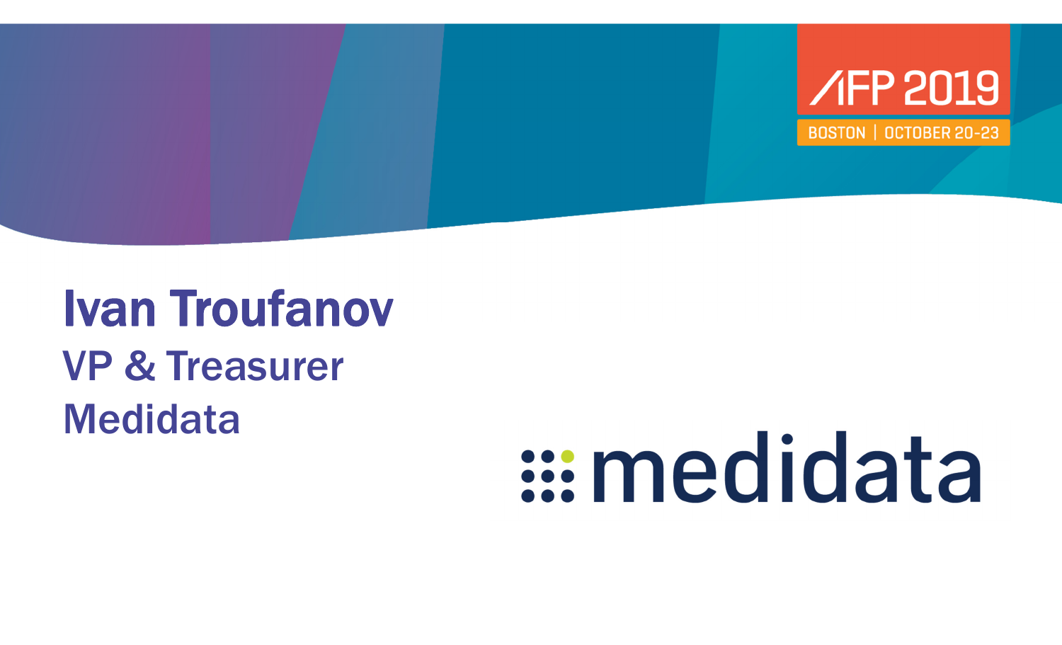# Ivan Troufanov

## VP & Treasurer

## Medidata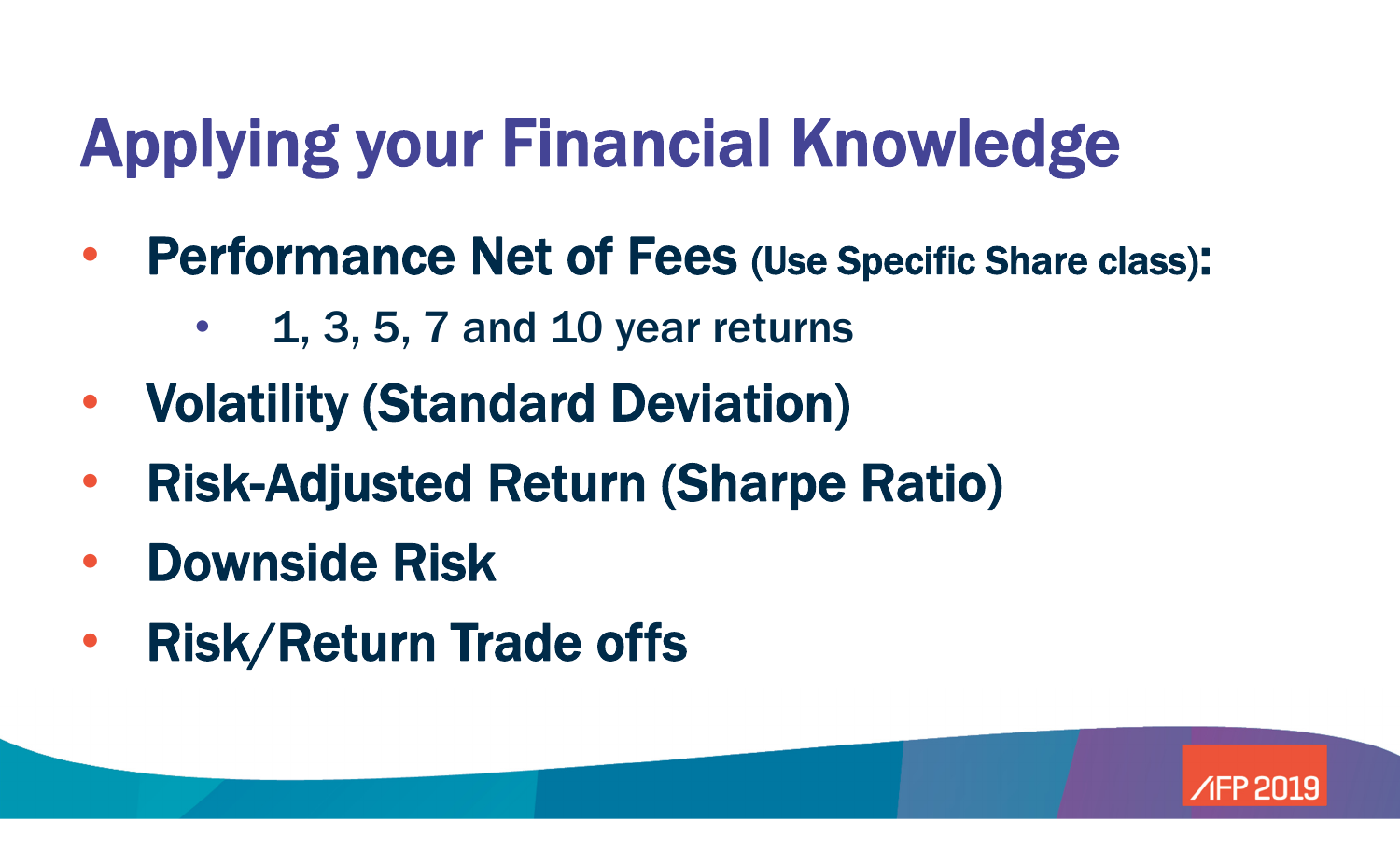# Applying your Financial Knowledge

- **Performance Net of Fees (Use Specific Share class):**
  - 1, 3, 5, 7 and 10 year returns
- **Volatility (Standard Deviation)**
- **Risk-Adjusted Return (Sharpe Ratio)**
- **Downside Risk**
- **Risk/Return Trade offs**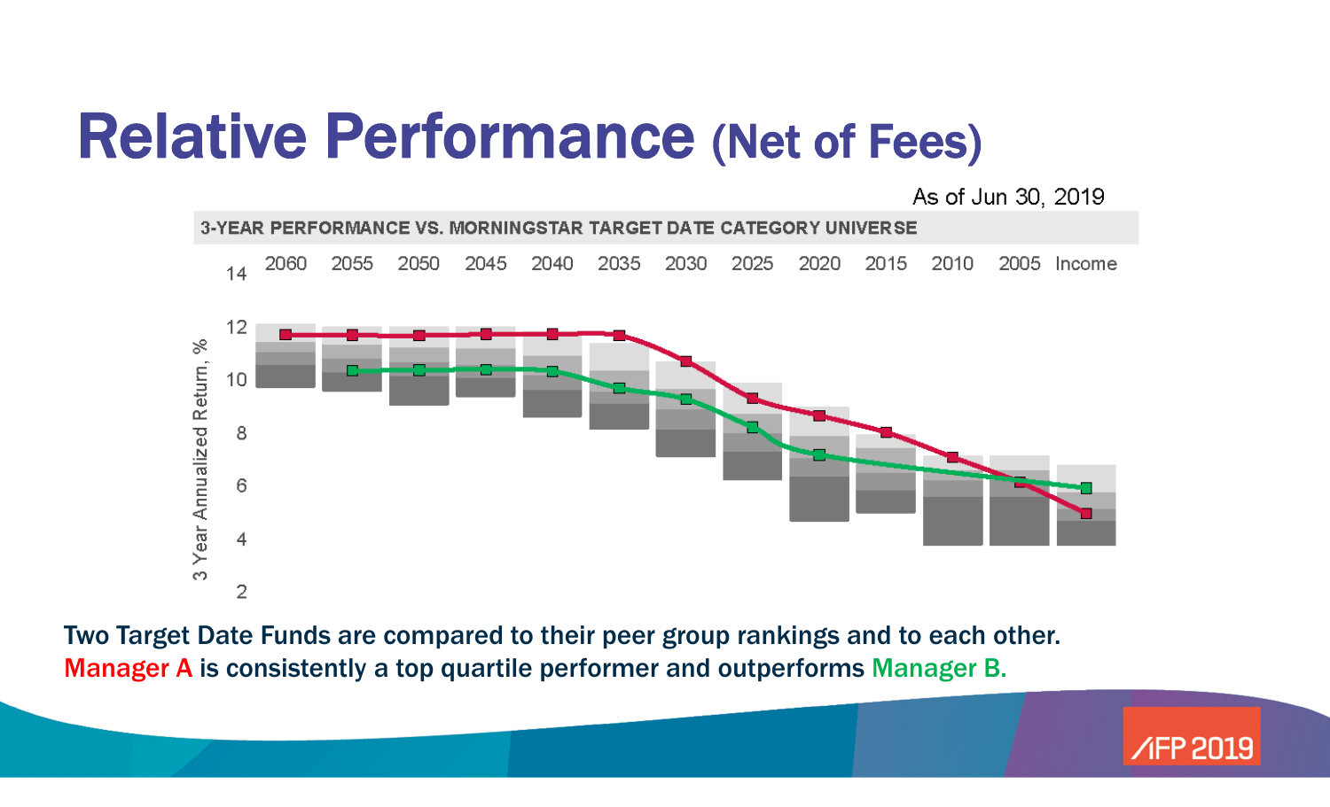# Relative Performance (Net of Fees)

As of Jun 30, 2019

3-YEAR PERFORMANCE VS. MORNINGSTAR TARGET DATE CATEGORY UNIVERSE

| 2060 | 2055 | 2050 | 2045 | 2040 | 2035 | 2030 | 2025 | 2020 | 2015 | 2010 | 2005 | Income |
|---|---|---|---|---|---|---|---|---|---|---|---|---|

3 Year Annualized Return, %

14, 12, 10, 8, 6, 4, 2

Two Target Date Funds are compared to their peer group rankings and to each other.
Manager A is consistently a top quartile performer and outperforms Manager B.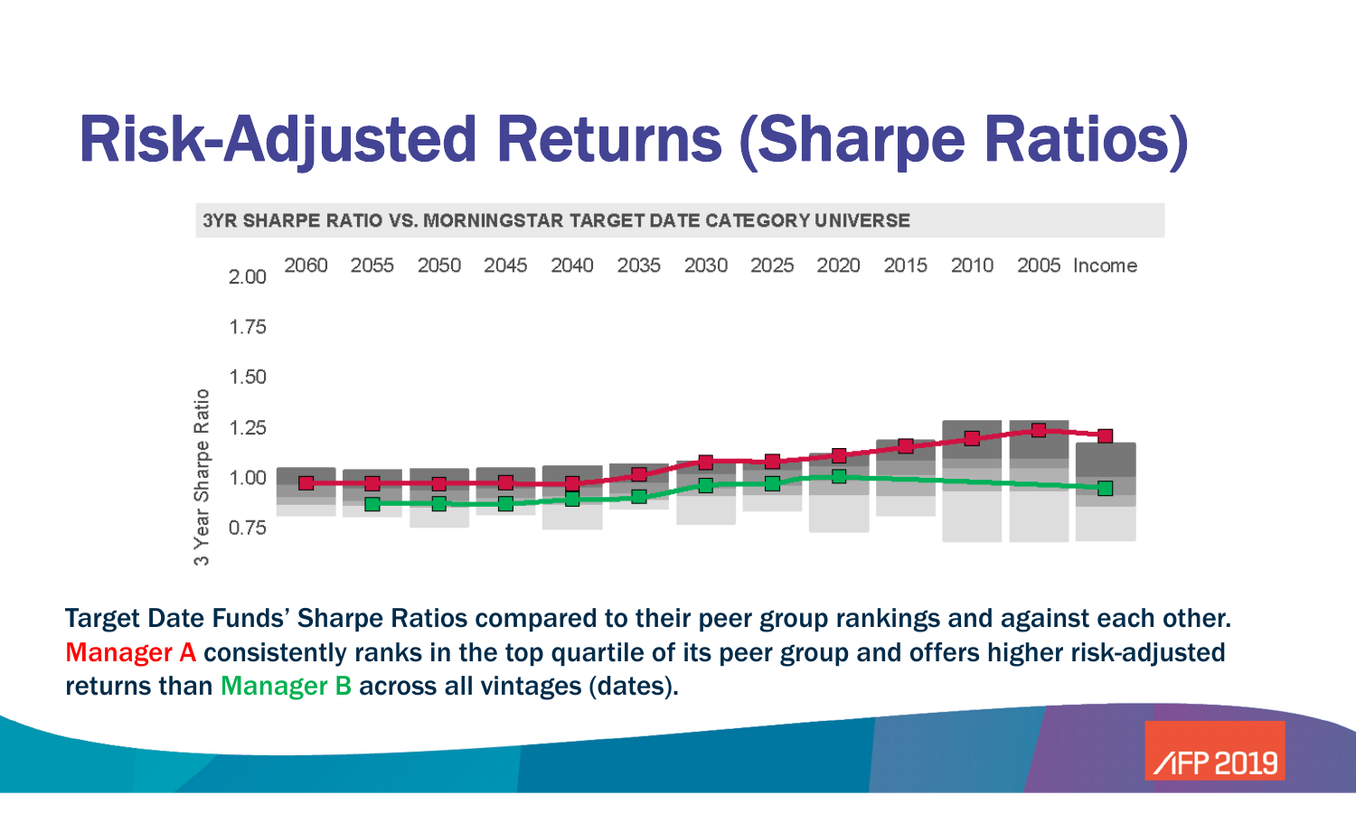# Risk-Adjusted Returns (Sharpe Ratios)

3YR SHARPE RATIO VS. MORNINGSTAR TARGET DATE CATEGORY UNIVERSE

Target Date Funds' Sharpe Ratios compared to their peer group rankings and against each other. Manager A consistently ranks in the top quartile of its peer group and offers higher risk-adjusted returns than Manager B across all vintages (dates).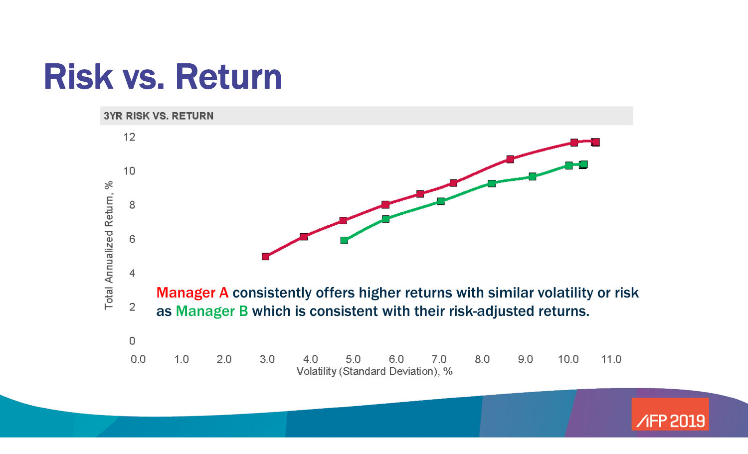# Risk vs. Return

**3YR RISK VS. RETURN**

Total Annualized Return, %

12
10
8
6
4
2
0

0.0 1.0 2.0 3.0 4.0 5.0 6.0 7.0 8.0 9.0 10.0 11.0

Volatility (Standard Deviation), %

**Manager A consistently offers higher returns with similar volatility or risk as Manager B which is consistent with their risk-adjusted returns.**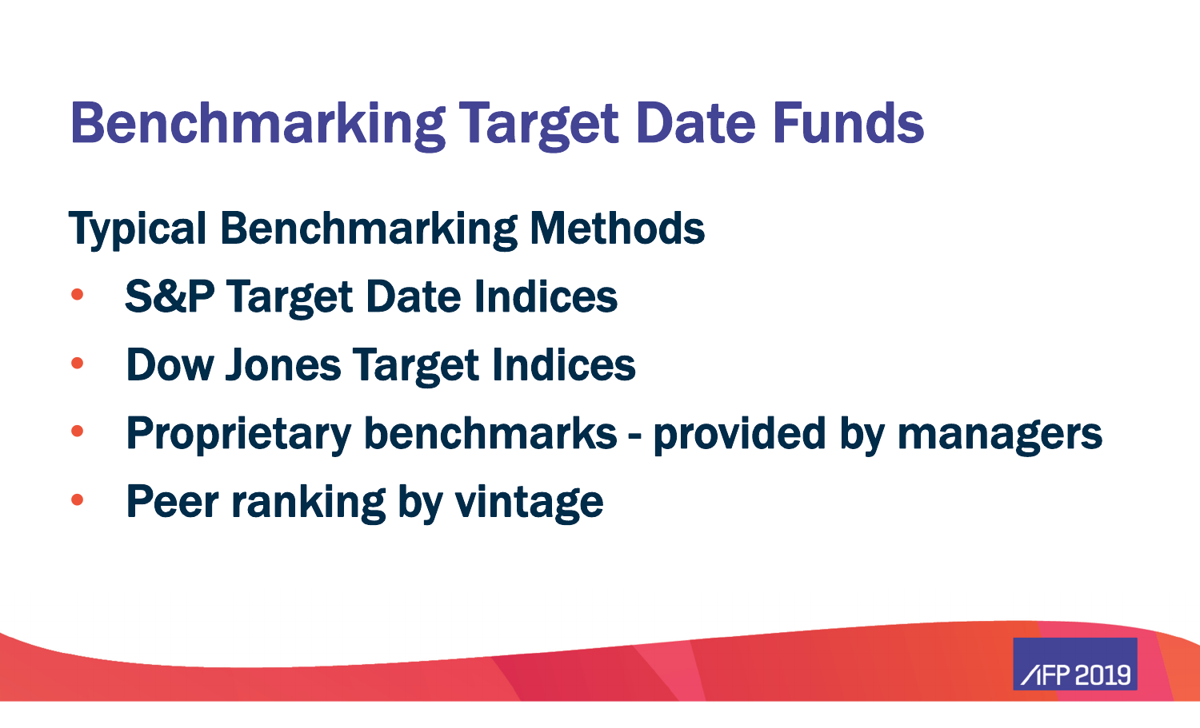# Benchmarking Target Date Funds

## Typical Benchmarking Methods

- S&P Target Date Indices
- Dow Jones Target Indices
- Proprietary benchmarks - provided by managers
- Peer ranking by vintage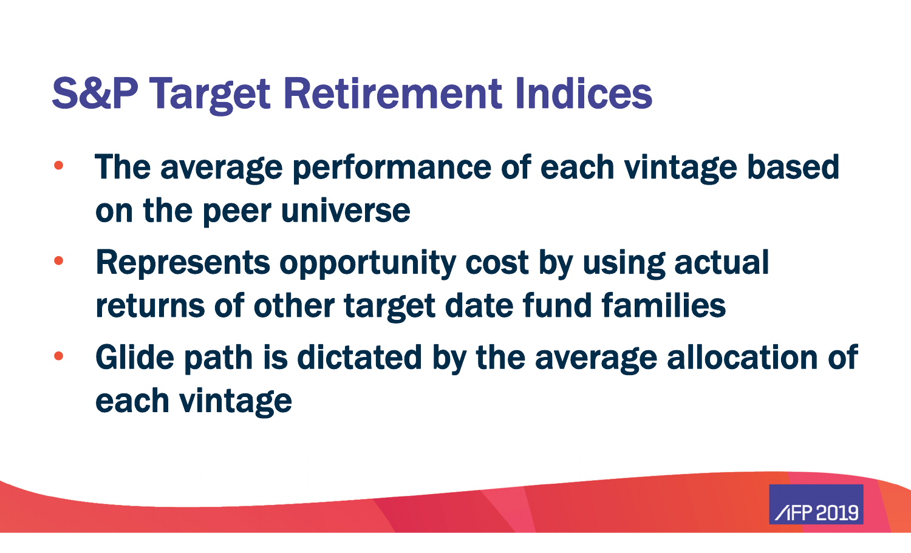# S&P Target Retirement Indices

- The average performance of each vintage based on the peer universe
- Represents opportunity cost by using actual returns of other target date fund families
- Glide path is dictated by the average allocation of each vintage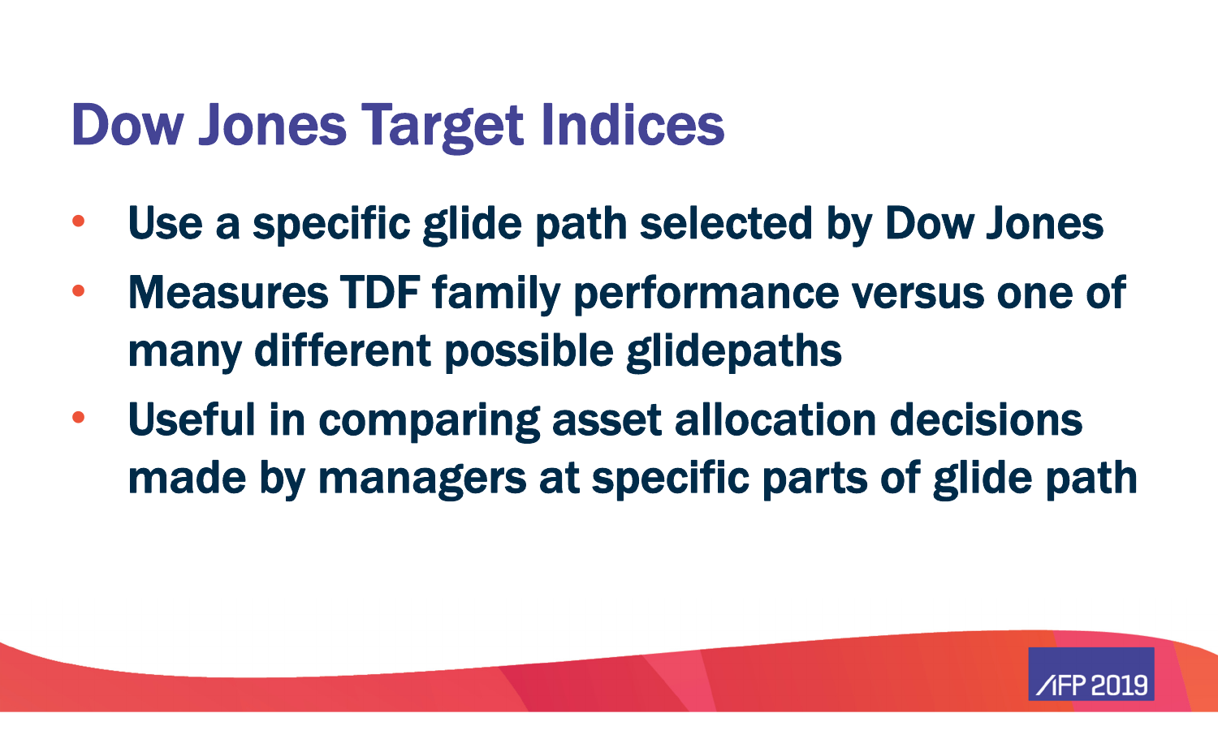# Dow Jones Target Indices

- Use a specific glide path selected by Dow Jones
- Measures TDF family performance versus one of many different possible glidepaths
- Useful in comparing asset allocation decisions made by managers at specific parts of glide path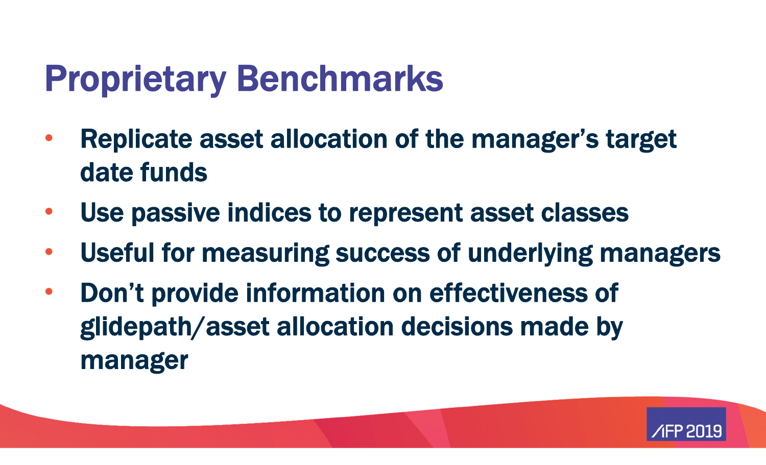# Proprietary Benchmarks

- Replicate asset allocation of the manager's target date funds
- Use passive indices to represent asset classes
- Useful for measuring success of underlying managers
- Don't provide information on effectiveness of glidepath/asset allocation decisions made by manager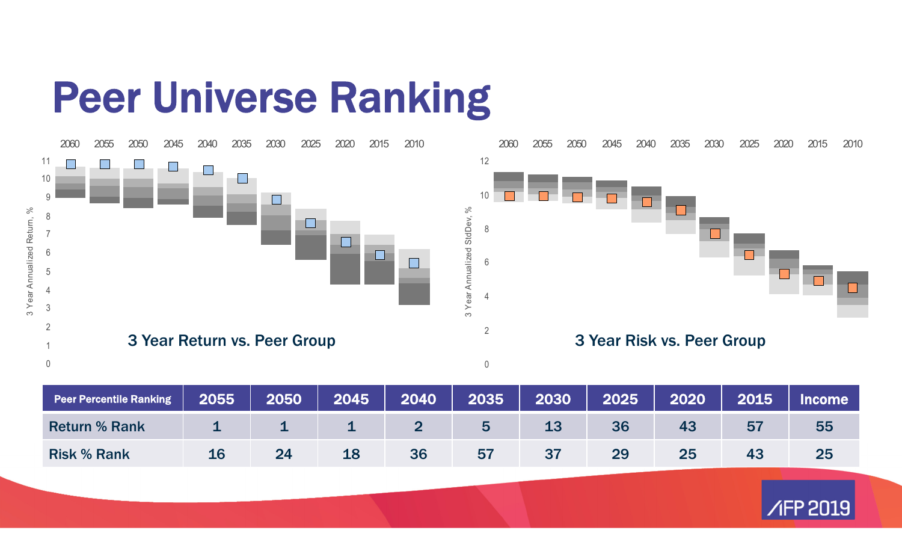# Peer Universe Ranking

3 Year Return vs. Peer Group

3 Year Risk vs. Peer Group

| Peer Percentile Ranking | 2055 | 2050 | 2045 | 2040 | 2035 | 2030 | 2025 | 2020 | 2015 | Income |
|---|---|---|---|---|---|---|---|---|---|---|
| Return % Rank | 1 | 1 | 1 | 2 | 5 | 13 | 36 | 43 | 57 | 55 |
| Risk % Rank | 16 | 24 | 18 | 36 | 57 | 37 | 29 | 25 | 43 | 25 |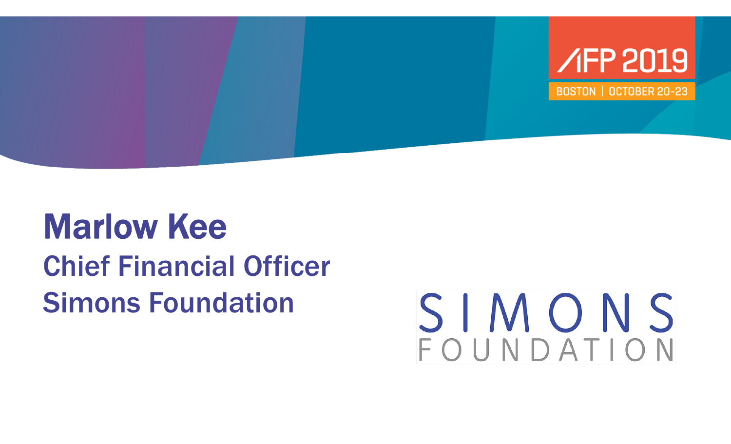# Marlow Kee

## Chief Financial Officer

## Simons Foundation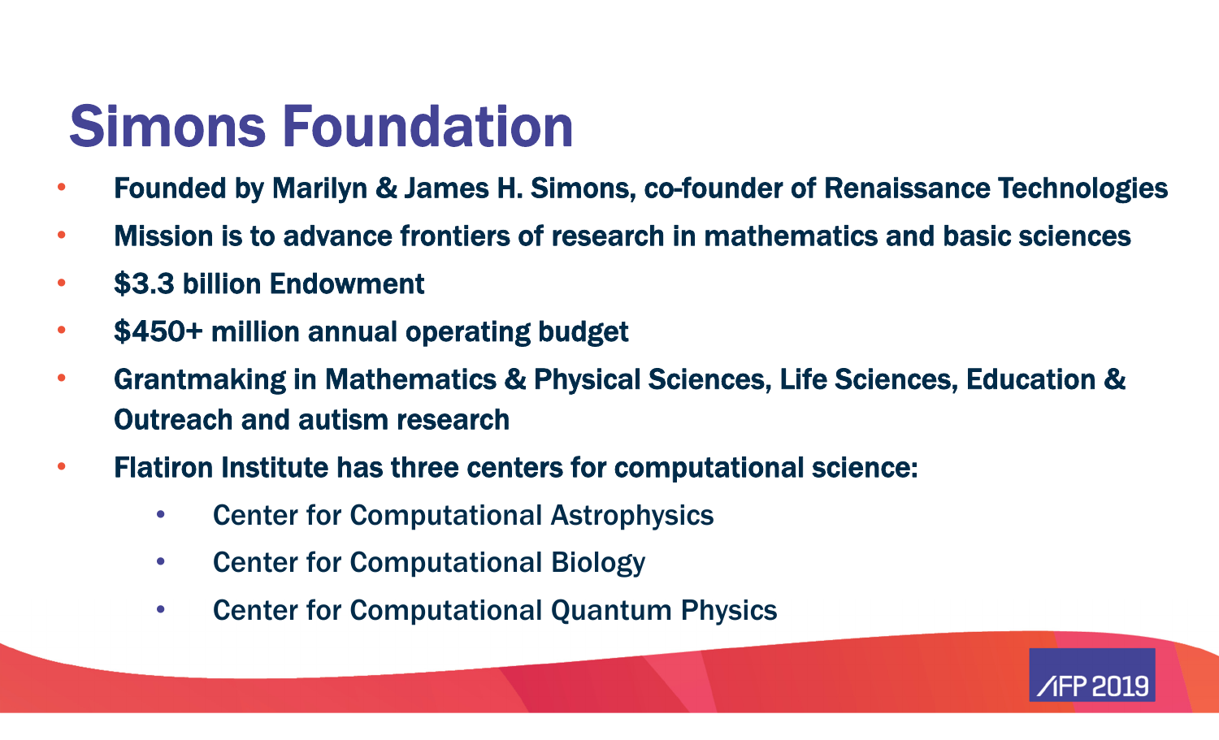# Simons Foundation

- **Founded by Marilyn & James H. Simons, co-founder of Renaissance Technologies**
- **Mission is to advance frontiers of research in mathematics and basic sciences**
- **$3.3 billion Endowment**
- **$450+ million annual operating budget**
- **Grantmaking in Mathematics & Physical Sciences, Life Sciences, Education & Outreach and autism research**
- **Flatiron Institute has three centers for computational science:**
  - Center for Computational Astrophysics
  - Center for Computational Biology
  - Center for Computational Quantum Physics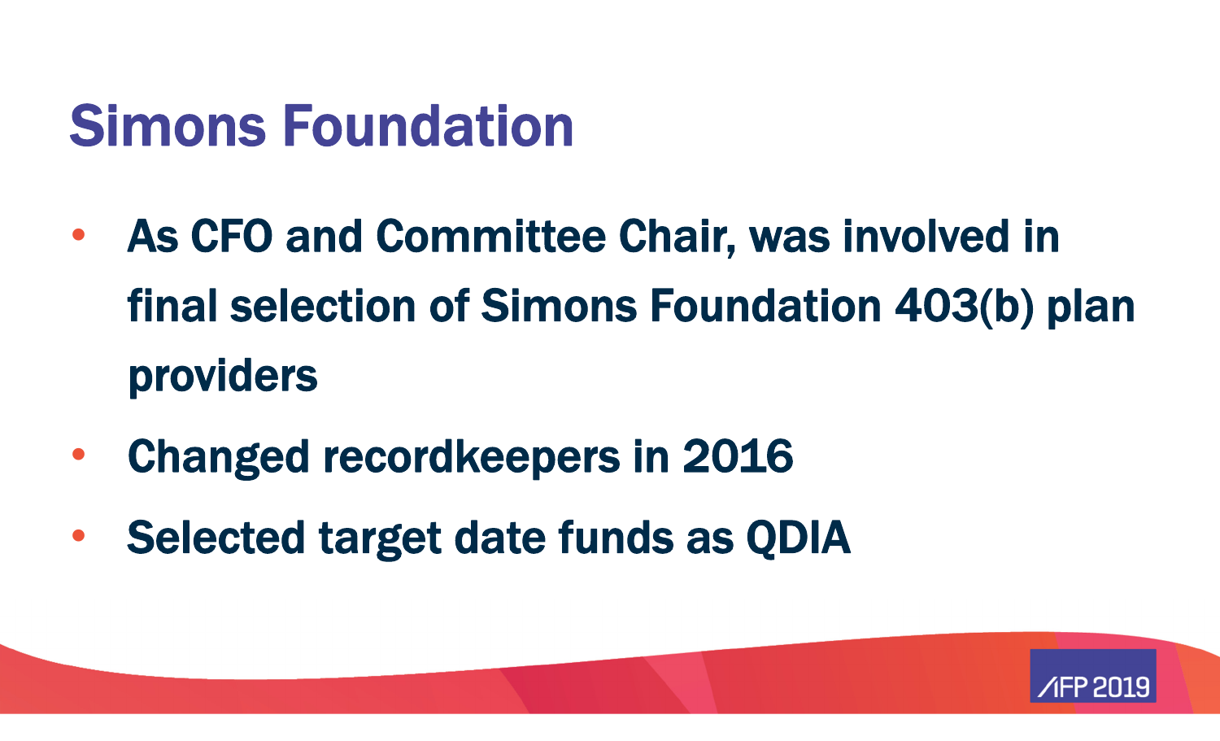# Simons Foundation

- As CFO and Committee Chair, was involved in final selection of Simons Foundation 403(b) plan providers
- Changed recordkeepers in 2016
- Selected target date funds as QDIA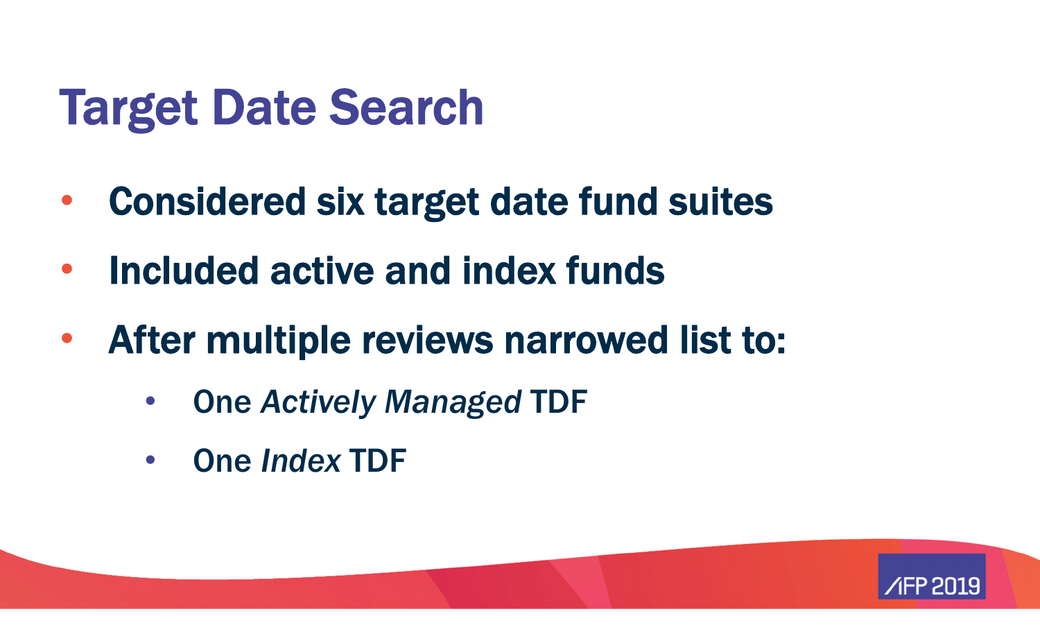# Target Date Search

- **Considered six target date fund suites**
- **Included active and index funds**
- **After multiple reviews narrowed list to:**
  - One *Actively Managed* TDF
  - One *Index* TDF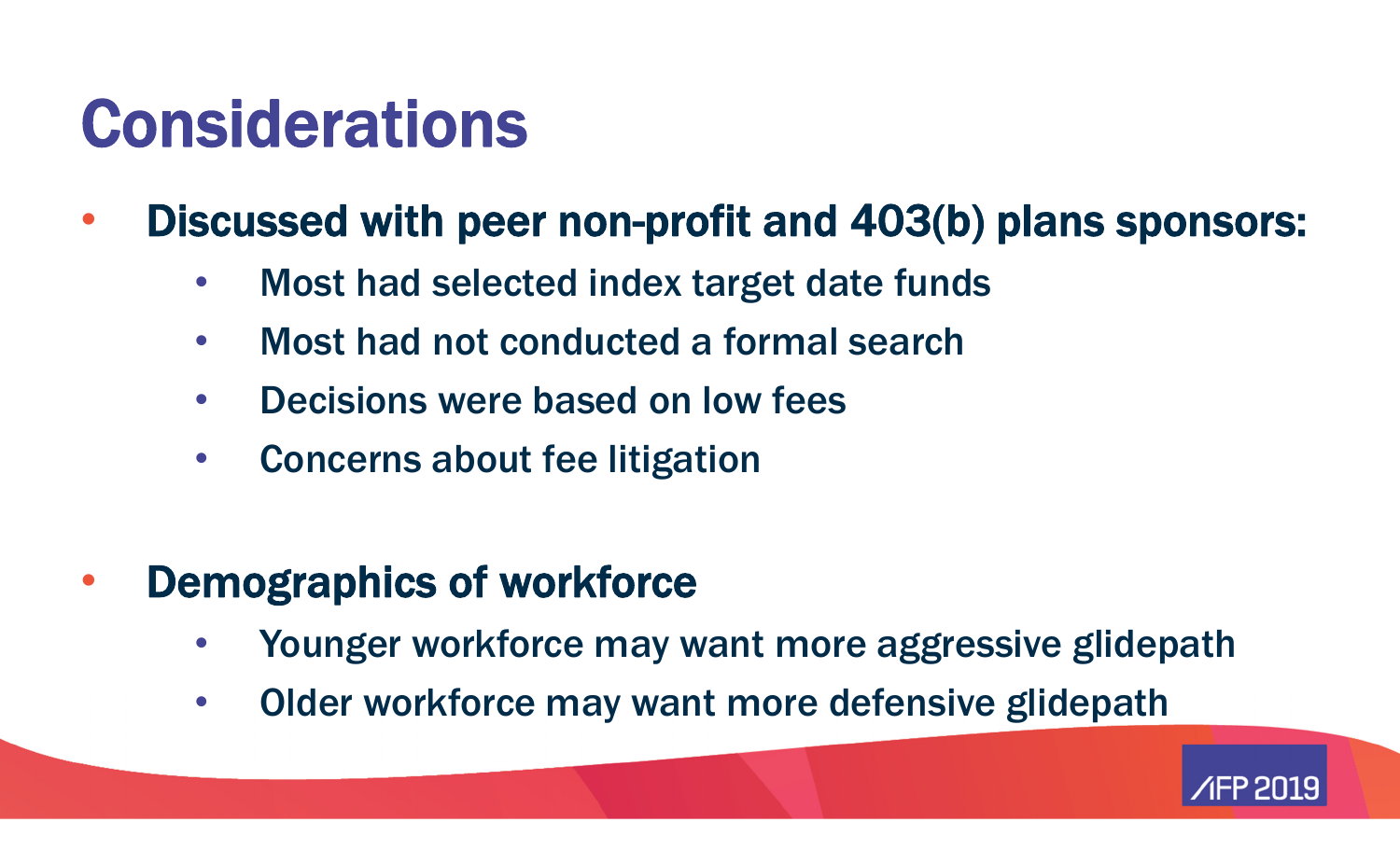# Considerations

- **Discussed with peer non-profit and 403(b) plans sponsors:**
  - Most had selected index target date funds
  - Most had not conducted a formal search
  - Decisions were based on low fees
  - Concerns about fee litigation

- **Demographics of workforce**
  - Younger workforce may want more aggressive glidepath
  - Older workforce may want more defensive glidepath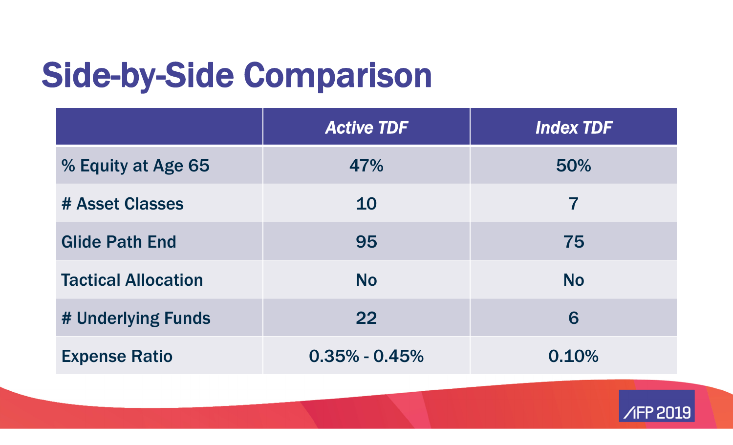# Side-by-Side Comparison

| | *Active TDF* | *Index TDF* |
|---|---|---|
| % Equity at Age 65 | 47% | 50% |
| # Asset Classes | 10 | 7 |
| Glide Path End | 95 | 75 |
| Tactical Allocation | No | No |
| # Underlying Funds | 22 | 6 |
| Expense Ratio | 0.35% - 0.45% | 0.10% |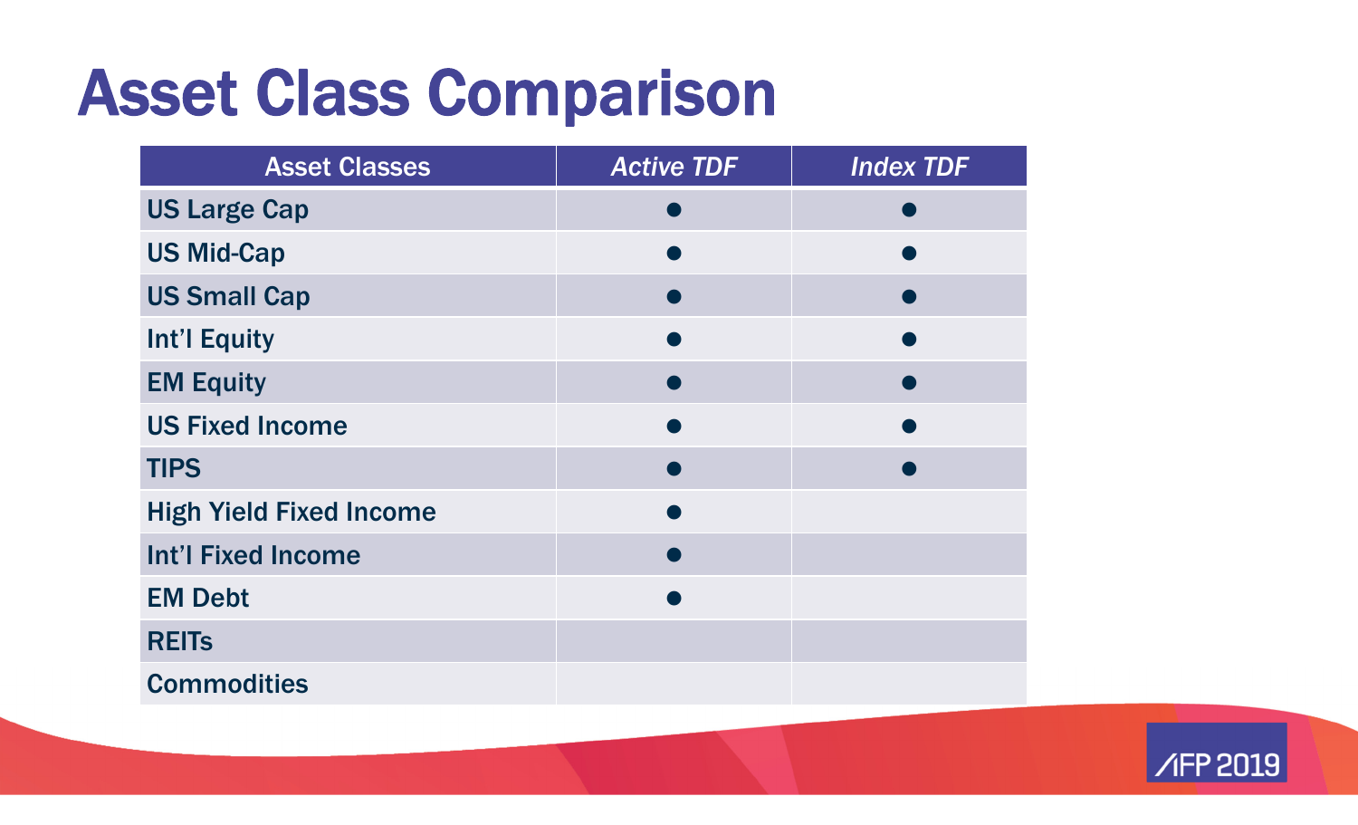# Asset Class Comparison

| Asset Classes | *Active TDF* | *Index TDF* |
|---|---|---|
| US Large Cap | ● | ● |
| US Mid-Cap | ● | ● |
| US Small Cap | ● | ● |
| Int'l Equity | ● | ● |
| EM Equity | ● | ● |
| US Fixed Income | ● | ● |
| TIPS | ● | ● |
| High Yield Fixed Income | ● | |
| Int'l Fixed Income | ● | |
| EM Debt | ● | |
| REITs | | |
| Commodities | | |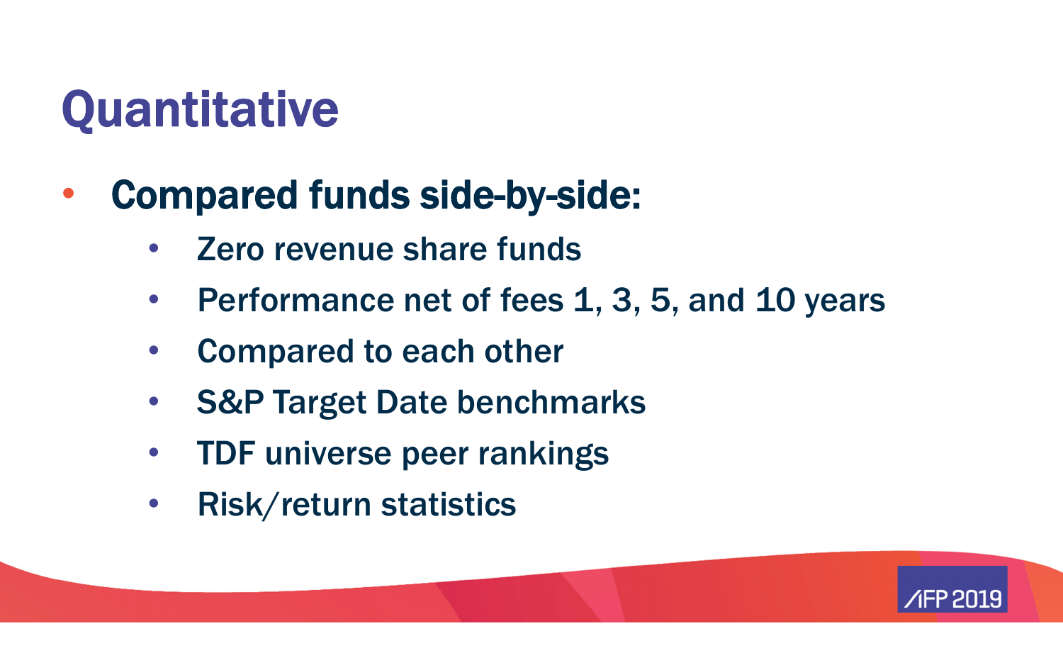# Quantitative

- **Compared funds side-by-side:**
  - Zero revenue share funds
  - Performance net of fees 1, 3, 5, and 10 years
  - Compared to each other
  - S&P Target Date benchmarks
  - TDF universe peer rankings
  - Risk/return statistics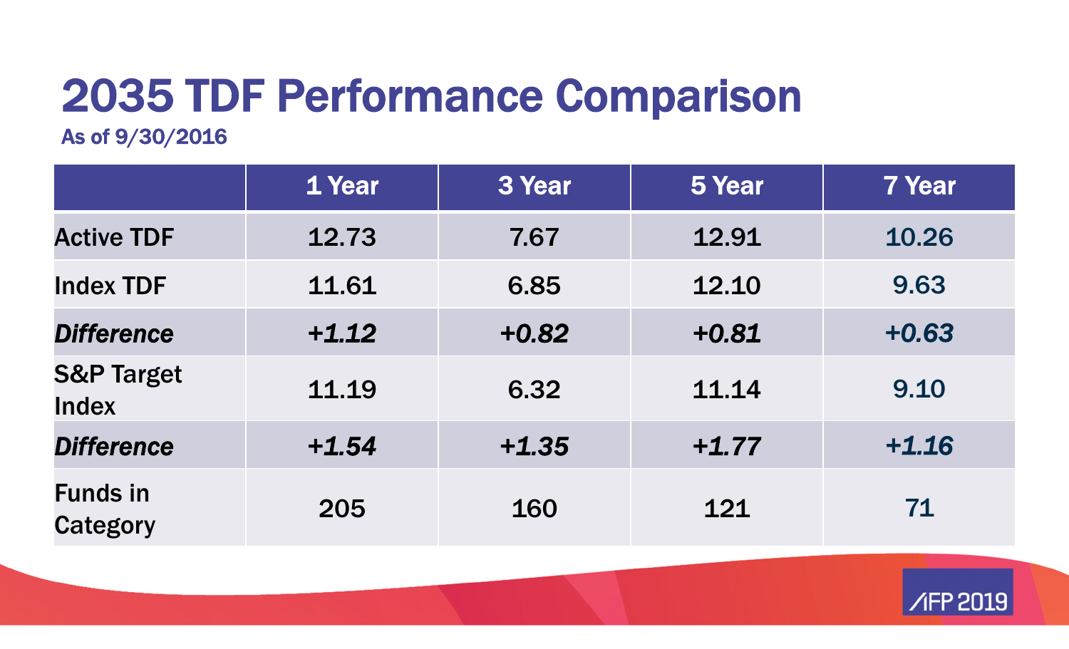# 2035 TDF Performance Comparison

### As of 9/30/2016

| | 1 Year | 3 Year | 5 Year | 7 Year |
|---|---|---|---|---|
| Active TDF | 12.73 | 7.67 | 12.91 | 10.26 |
| Index TDF | 11.61 | 6.85 | 12.10 | 9.63 |
| ***Difference*** | ***+1.12*** | ***+0.82*** | ***+0.81*** | ***+0.63*** |
| S&P Target Index | 11.19 | 6.32 | 11.14 | 9.10 |
| ***Difference*** | ***+1.54*** | ***+1.35*** | ***+1.77*** | ***+1.16*** |
| Funds in Category | 205 | 160 | 121 | 71 |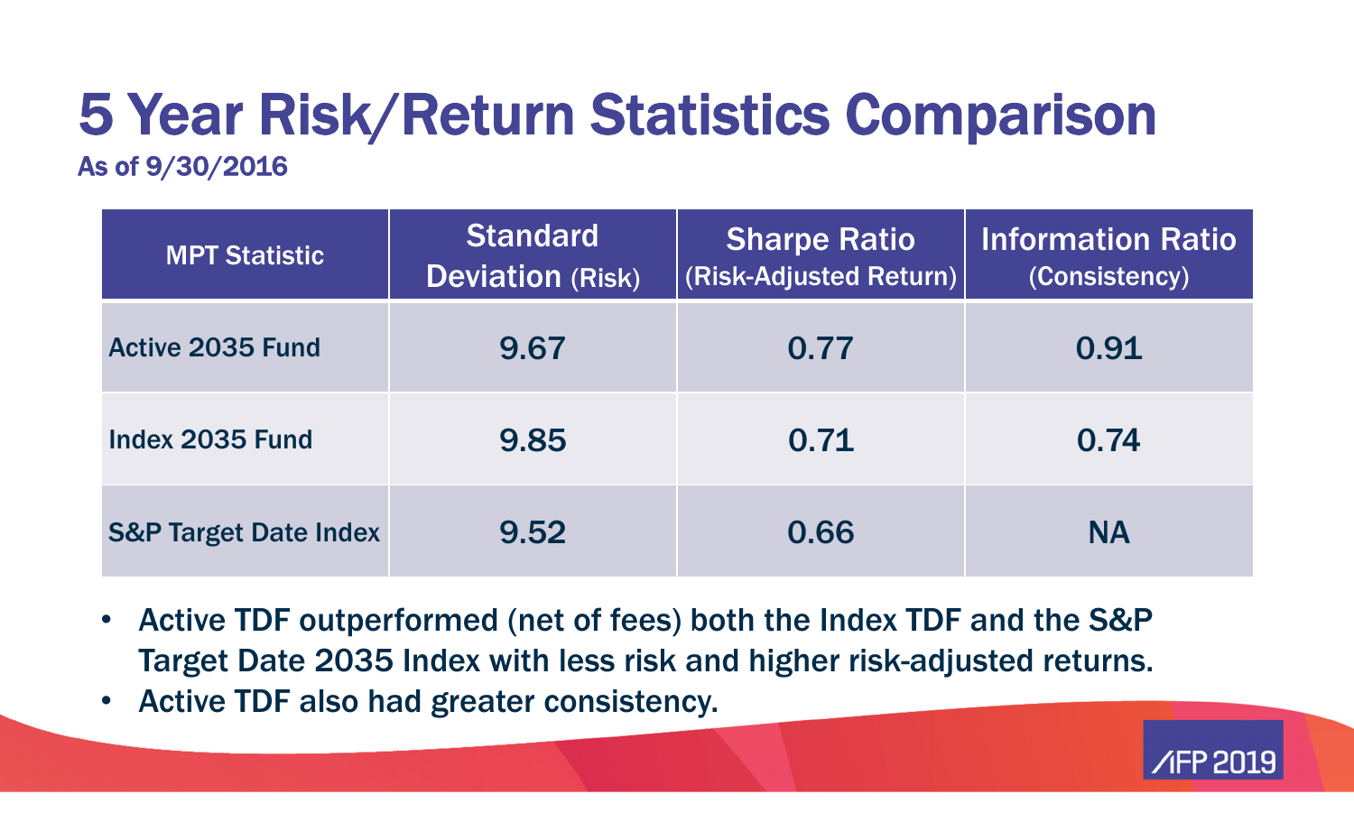# 5 Year Risk/Return Statistics Comparison

**As of 9/30/2016**

| MPT Statistic | Standard Deviation (Risk) | Sharpe Ratio (Risk-Adjusted Return) | Information Ratio (Consistency) |
|---|---|---|---|
| Active 2035 Fund | 9.67 | 0.77 | 0.91 |
| Index 2035 Fund | 9.85 | 0.71 | 0.74 |
| S&P Target Date Index | 9.52 | 0.66 | NA |

- Active TDF outperformed (net of fees) both the Index TDF and the S&P Target Date 2035 Index with less risk and higher risk-adjusted returns.
- Active TDF also had greater consistency.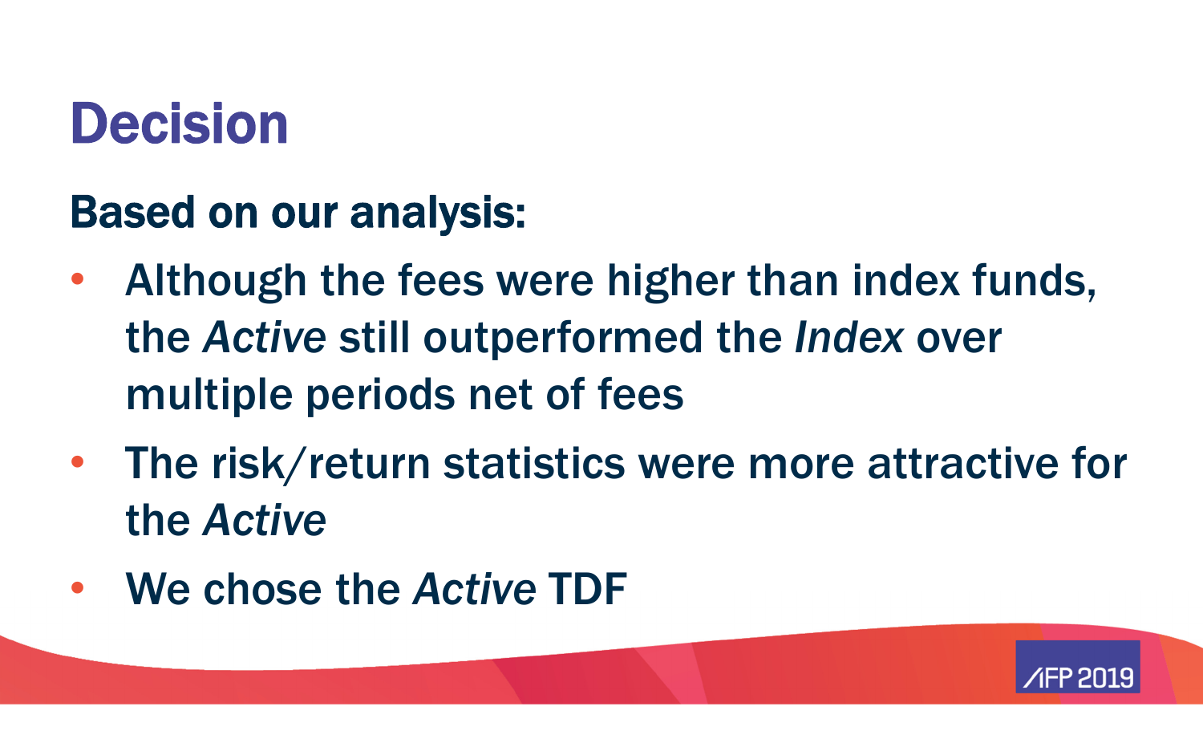# Decision

## Based on our analysis:

- Although the fees were higher than index funds, the *Active* still outperformed the *Index* over multiple periods net of fees
- The risk/return statistics were more attractive for the *Active*
- We chose the *Active* TDF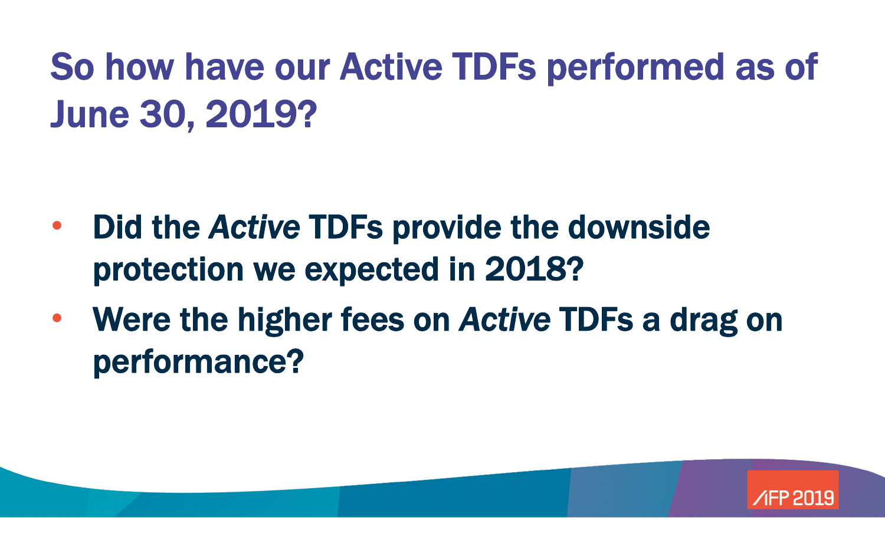# So how have our Active TDFs performed as of June 30, 2019?

- **Did the *Active* TDFs provide the downside protection we expected in 2018?**
- **Were the higher fees on *Active* TDFs a drag on performance?**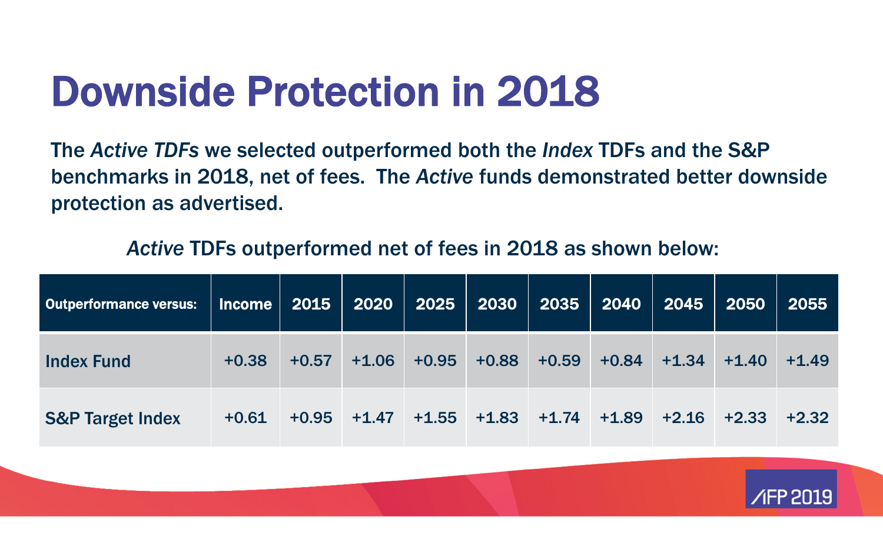# Downside Protection in 2018

**The *Active TDFs* we selected outperformed both the *Index* TDFs and the S&P benchmarks in 2018, net of fees. The *Active* funds demonstrated better downside protection as advertised.**

***Active* TDFs outperformed net of fees in 2018 as shown below:**

| Outperformance versus: | Income | 2015 | 2020 | 2025 | 2030 | 2035 | 2040 | 2045 | 2050 | 2055 |
|---|---|---|---|---|---|---|---|---|---|---|
| Index Fund | +0.38 | +0.57 | +1.06 | +0.95 | +0.88 | +0.59 | +0.84 | +1.34 | +1.40 | +1.49 |
| S&P Target Index | +0.61 | +0.95 | +1.47 | +1.55 | +1.83 | +1.74 | +1.89 | +2.16 | +2.33 | +2.32 |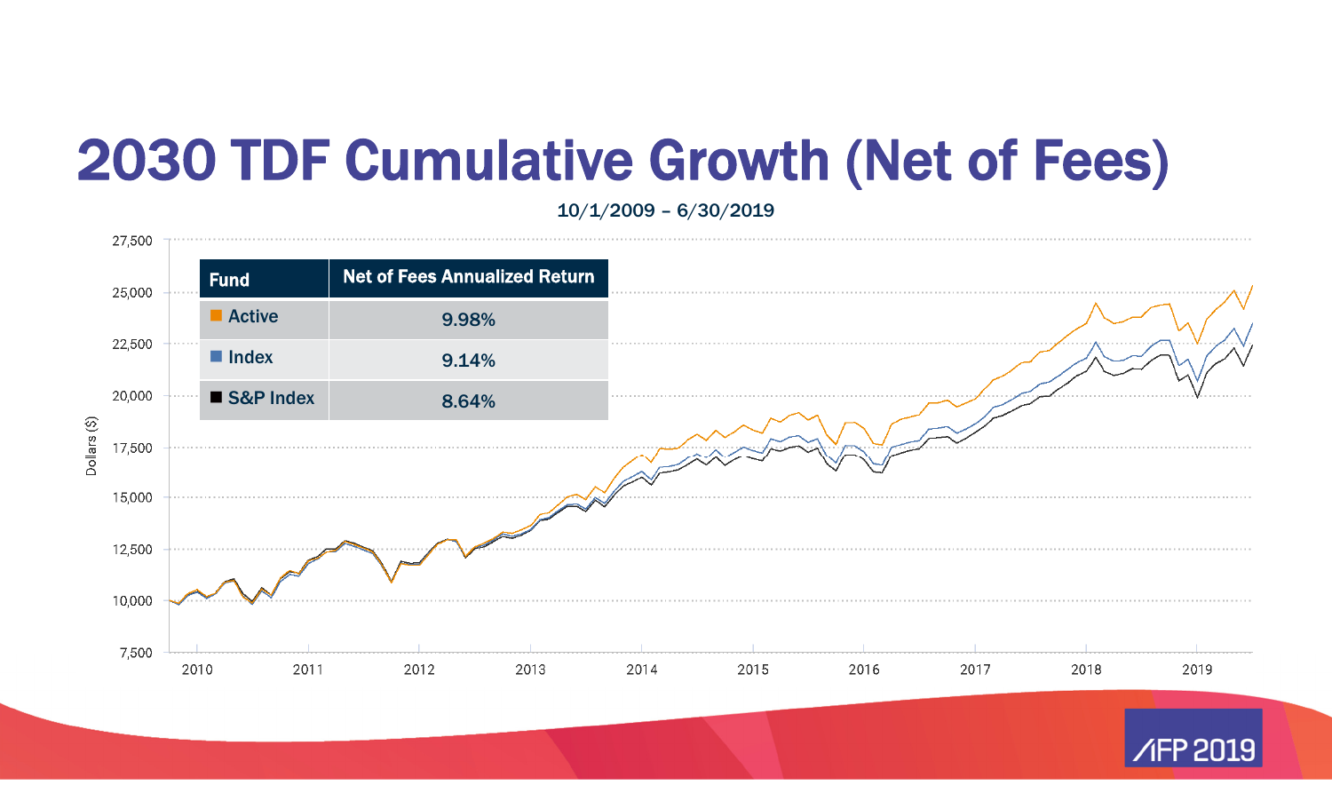# 2030 TDF Cumulative Growth (Net of Fees)

10/1/2009 – 6/30/2019

| Fund | Net of Fees Annualized Return |
|---|---|
| Active | 9.98% |
| Index | 9.14% |
| S&P Index | 8.64% |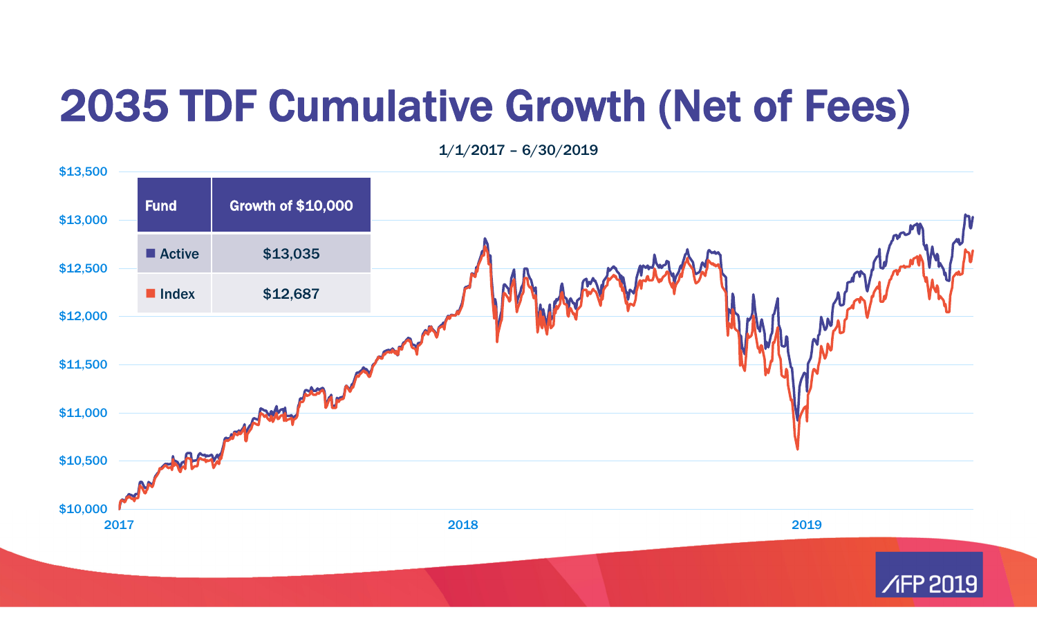# 2035 TDF Cumulative Growth (Net of Fees)

1/1/2017 – 6/30/2019

| Fund | Growth of $10,000 |
| --- | --- |
| Active | $13,035 |
| Index | $12,687 |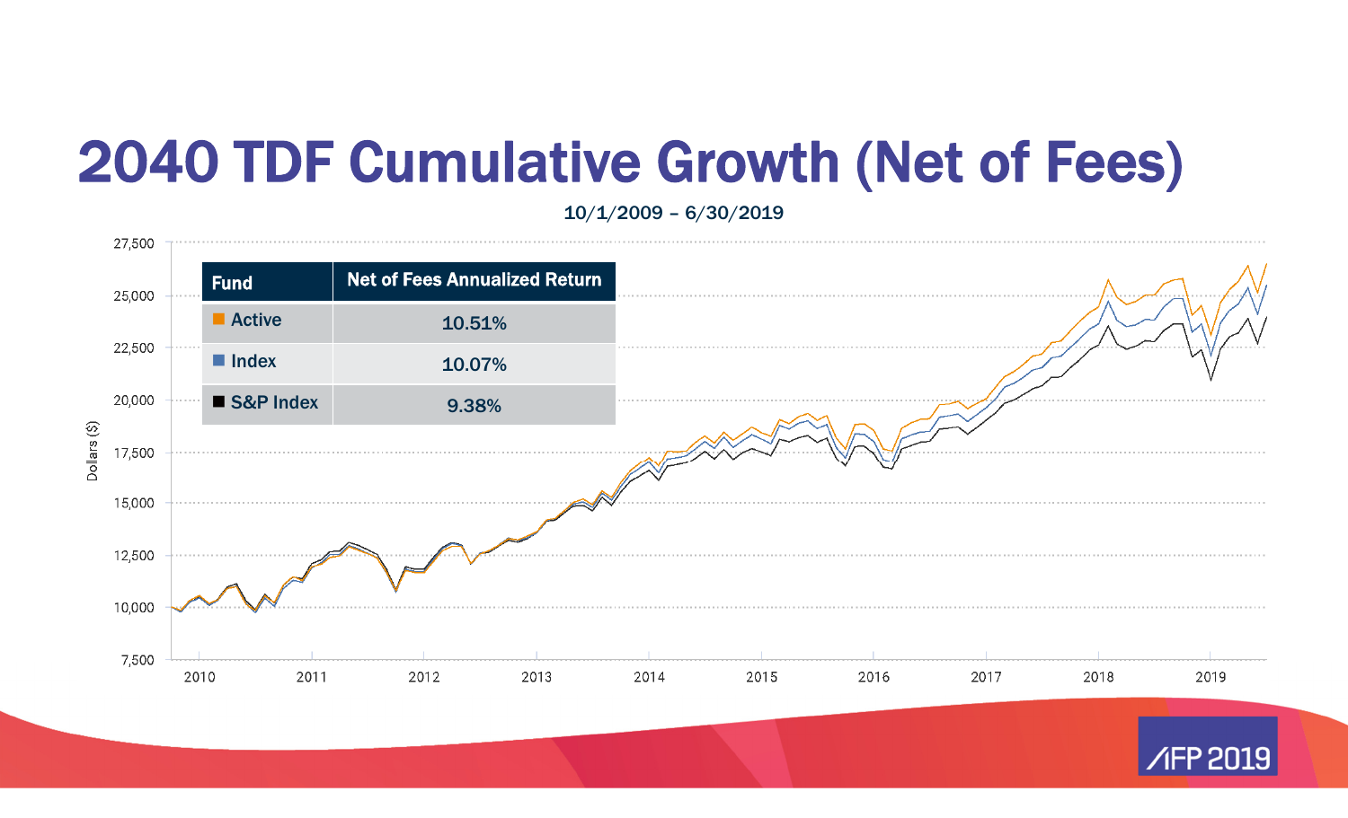# 2040 TDF Cumulative Growth (Net of Fees)

10/1/2009 – 6/30/2019

| Fund | Net of Fees Annualized Return |
|---|---|
| Active | 10.51% |
| Index | 10.07% |
| S&P Index | 9.38% |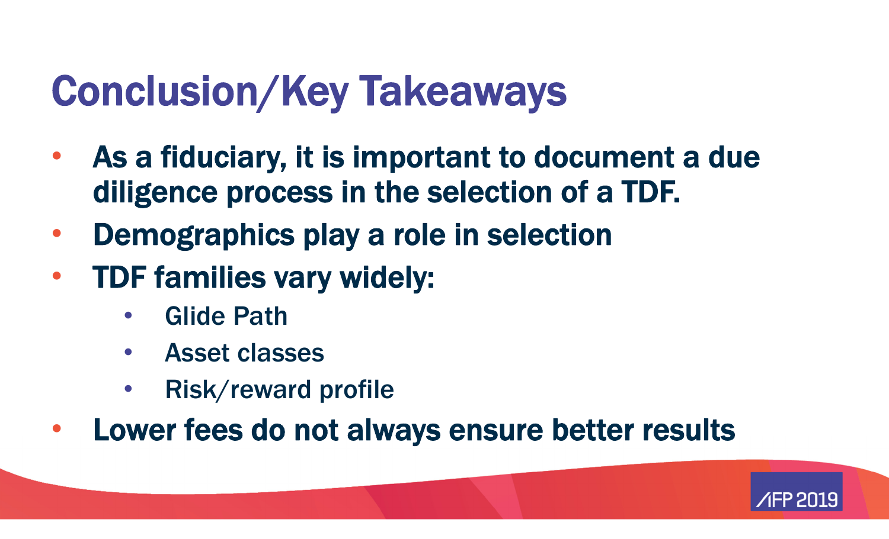# Conclusion/Key Takeaways

- **As a fiduciary, it is important to document a due diligence process in the selection of a TDF.**
- **Demographics play a role in selection**
- **TDF families vary widely:**
  - Glide Path
  - Asset classes
  - Risk/reward profile
- **Lower fees do not always ensure better results**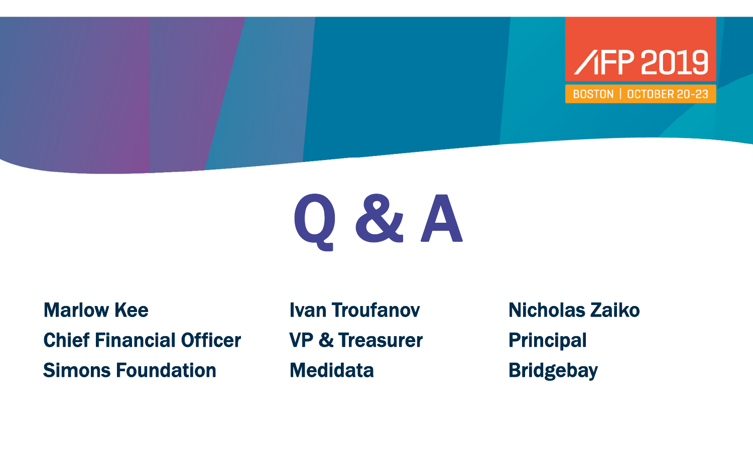# Q & A

**Marlow Kee**
**Chief Financial Officer**
**Simons Foundation**

**Ivan Troufanov**
**VP & Treasurer**
**Medidata**

**Nicholas Zaiko**
**Principal**
**Bridgebay**